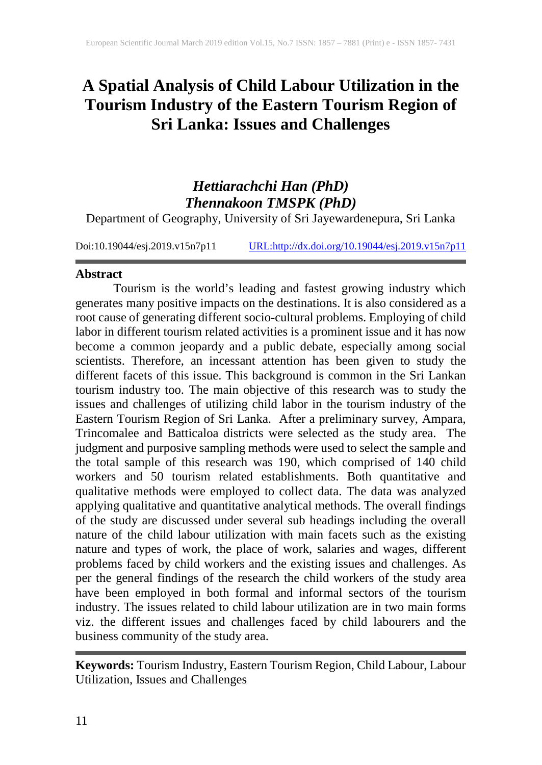# A Spatial Analysis of Child Labour Utilization in the Tourism Industry of the Eastern Tourism Region of Sri Lanka: Issues and Challenges

***Hettiarachchi Han (PhD)***
***Thennakoon TMSPK (PhD)***
Department of Geography, University of Sri Jayewardenepura, Sri Lanka

Doi:10.19044/esj.2019.v15n7p11 URL:http://dx.doi.org/10.19044/esj.2019.v15n7p11

## Abstract

Tourism is the world's leading and fastest growing industry which generates many positive impacts on the destinations. It is also considered as a root cause of generating different socio-cultural problems. Employing of child labor in different tourism related activities is a prominent issue and it has now become a common jeopardy and a public debate, especially among social scientists. Therefore, an incessant attention has been given to study the different facets of this issue. This background is common in the Sri Lankan tourism industry too. The main objective of this research was to study the issues and challenges of utilizing child labor in the tourism industry of the Eastern Tourism Region of Sri Lanka. After a preliminary survey, Ampara, Trincomalee and Batticaloa districts were selected as the study area. The judgment and purposive sampling methods were used to select the sample and the total sample of this research was 190, which comprised of 140 child workers and 50 tourism related establishments. Both quantitative and qualitative methods were employed to collect data. The data was analyzed applying qualitative and quantitative analytical methods. The overall findings of the study are discussed under several sub headings including the overall nature of the child labour utilization with main facets such as the existing nature and types of work, the place of work, salaries and wages, different problems faced by child workers and the existing issues and challenges. As per the general findings of the research the child workers of the study area have been employed in both formal and informal sectors of the tourism industry. The issues related to child labour utilization are in two main forms viz. the different issues and challenges faced by child labourers and the business community of the study area.

**Keywords:** Tourism Industry, Eastern Tourism Region, Child Labour, Labour Utilization, Issues and Challenges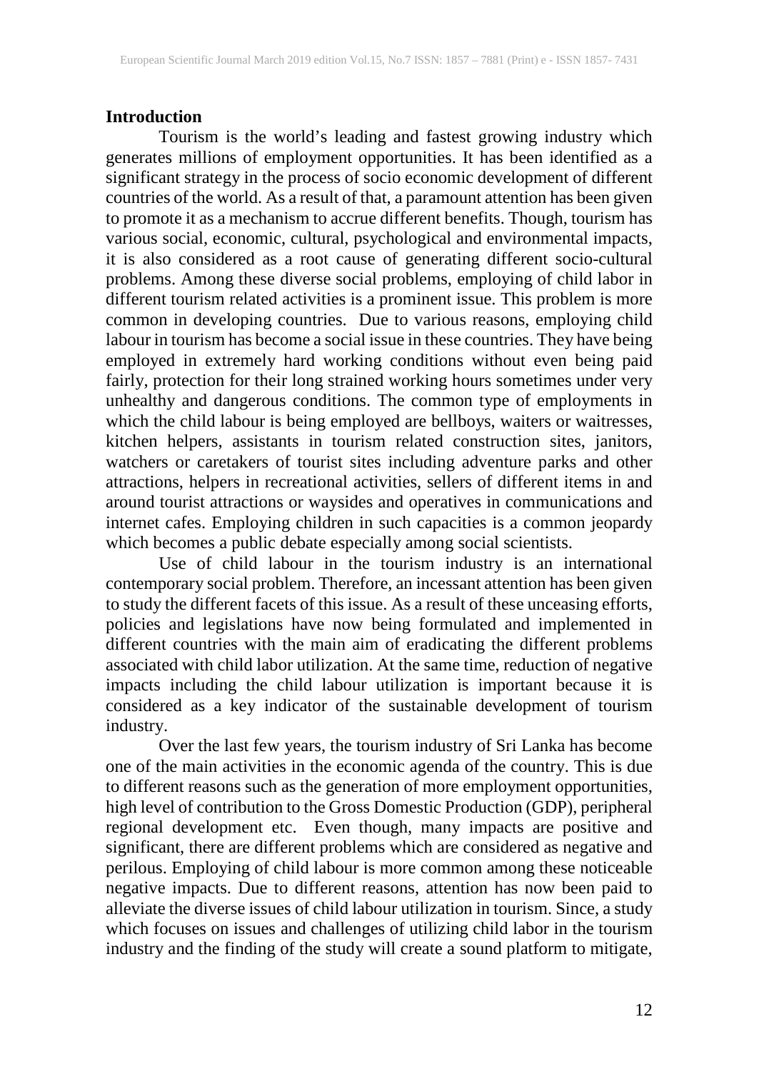## Introduction

Tourism is the world's leading and fastest growing industry which generates millions of employment opportunities. It has been identified as a significant strategy in the process of socio economic development of different countries of the world. As a result of that, a paramount attention has been given to promote it as a mechanism to accrue different benefits. Though, tourism has various social, economic, cultural, psychological and environmental impacts, it is also considered as a root cause of generating different socio-cultural problems. Among these diverse social problems, employing of child labor in different tourism related activities is a prominent issue. This problem is more common in developing countries. Due to various reasons, employing child labour in tourism has become a social issue in these countries. They have being employed in extremely hard working conditions without even being paid fairly, protection for their long strained working hours sometimes under very unhealthy and dangerous conditions. The common type of employments in which the child labour is being employed are bellboys, waiters or waitresses, kitchen helpers, assistants in tourism related construction sites, janitors, watchers or caretakers of tourist sites including adventure parks and other attractions, helpers in recreational activities, sellers of different items in and around tourist attractions or waysides and operatives in communications and internet cafes. Employing children in such capacities is a common jeopardy which becomes a public debate especially among social scientists.

Use of child labour in the tourism industry is an international contemporary social problem. Therefore, an incessant attention has been given to study the different facets of this issue. As a result of these unceasing efforts, policies and legislations have now being formulated and implemented in different countries with the main aim of eradicating the different problems associated with child labor utilization. At the same time, reduction of negative impacts including the child labour utilization is important because it is considered as a key indicator of the sustainable development of tourism industry.

Over the last few years, the tourism industry of Sri Lanka has become one of the main activities in the economic agenda of the country. This is due to different reasons such as the generation of more employment opportunities, high level of contribution to the Gross Domestic Production (GDP), peripheral regional development etc. Even though, many impacts are positive and significant, there are different problems which are considered as negative and perilous. Employing of child labour is more common among these noticeable negative impacts. Due to different reasons, attention has now been paid to alleviate the diverse issues of child labour utilization in tourism. Since, a study which focuses on issues and challenges of utilizing child labor in the tourism industry and the finding of the study will create a sound platform to mitigate,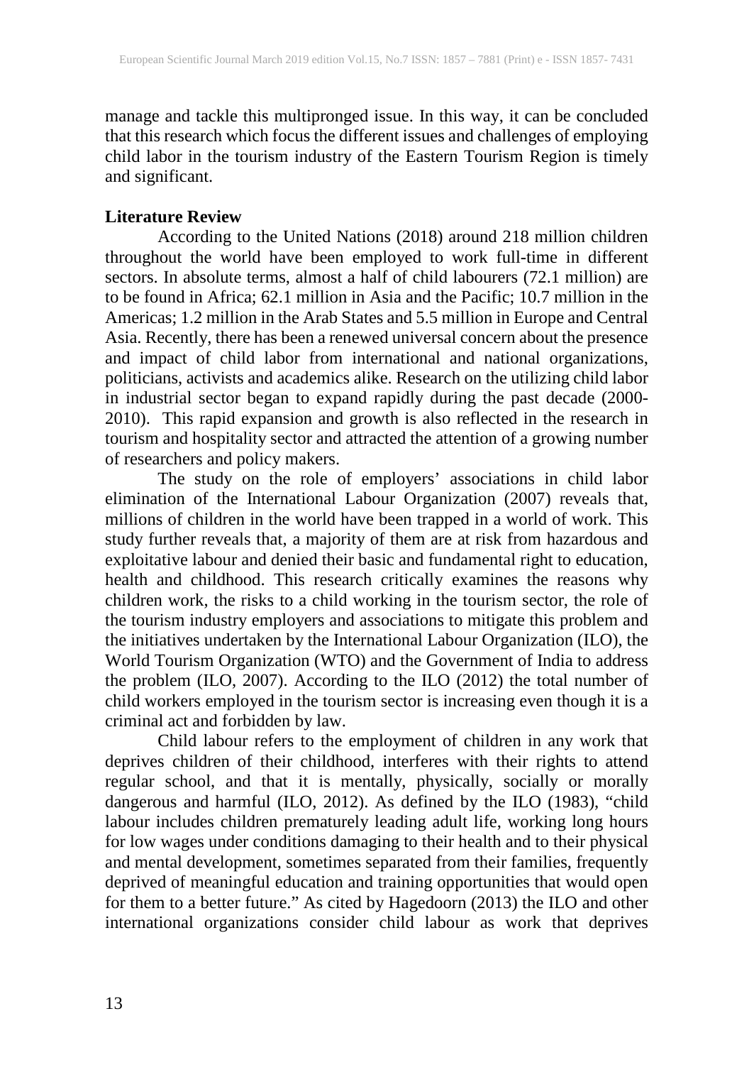manage and tackle this multipronged issue. In this way, it can be concluded that this research which focus the different issues and challenges of employing child labor in the tourism industry of the Eastern Tourism Region is timely and significant.

## Literature Review

According to the United Nations (2018) around 218 million children throughout the world have been employed to work full-time in different sectors. In absolute terms, almost a half of child labourers (72.1 million) are to be found in Africa; 62.1 million in Asia and the Pacific; 10.7 million in the Americas; 1.2 million in the Arab States and 5.5 million in Europe and Central Asia. Recently, there has been a renewed universal concern about the presence and impact of child labor from international and national organizations, politicians, activists and academics alike. Research on the utilizing child labor in industrial sector began to expand rapidly during the past decade (2000-2010). This rapid expansion and growth is also reflected in the research in tourism and hospitality sector and attracted the attention of a growing number of researchers and policy makers.

The study on the role of employers' associations in child labor elimination of the International Labour Organization (2007) reveals that, millions of children in the world have been trapped in a world of work. This study further reveals that, a majority of them are at risk from hazardous and exploitative labour and denied their basic and fundamental right to education, health and childhood. This research critically examines the reasons why children work, the risks to a child working in the tourism sector, the role of the tourism industry employers and associations to mitigate this problem and the initiatives undertaken by the International Labour Organization (ILO), the World Tourism Organization (WTO) and the Government of India to address the problem (ILO, 2007). According to the ILO (2012) the total number of child workers employed in the tourism sector is increasing even though it is a criminal act and forbidden by law.

Child labour refers to the employment of children in any work that deprives children of their childhood, interferes with their rights to attend regular school, and that it is mentally, physically, socially or morally dangerous and harmful (ILO, 2012). As defined by the ILO (1983), "child labour includes children prematurely leading adult life, working long hours for low wages under conditions damaging to their health and to their physical and mental development, sometimes separated from their families, frequently deprived of meaningful education and training opportunities that would open for them to a better future." As cited by Hagedoorn (2013) the ILO and other international organizations consider child labour as work that deprives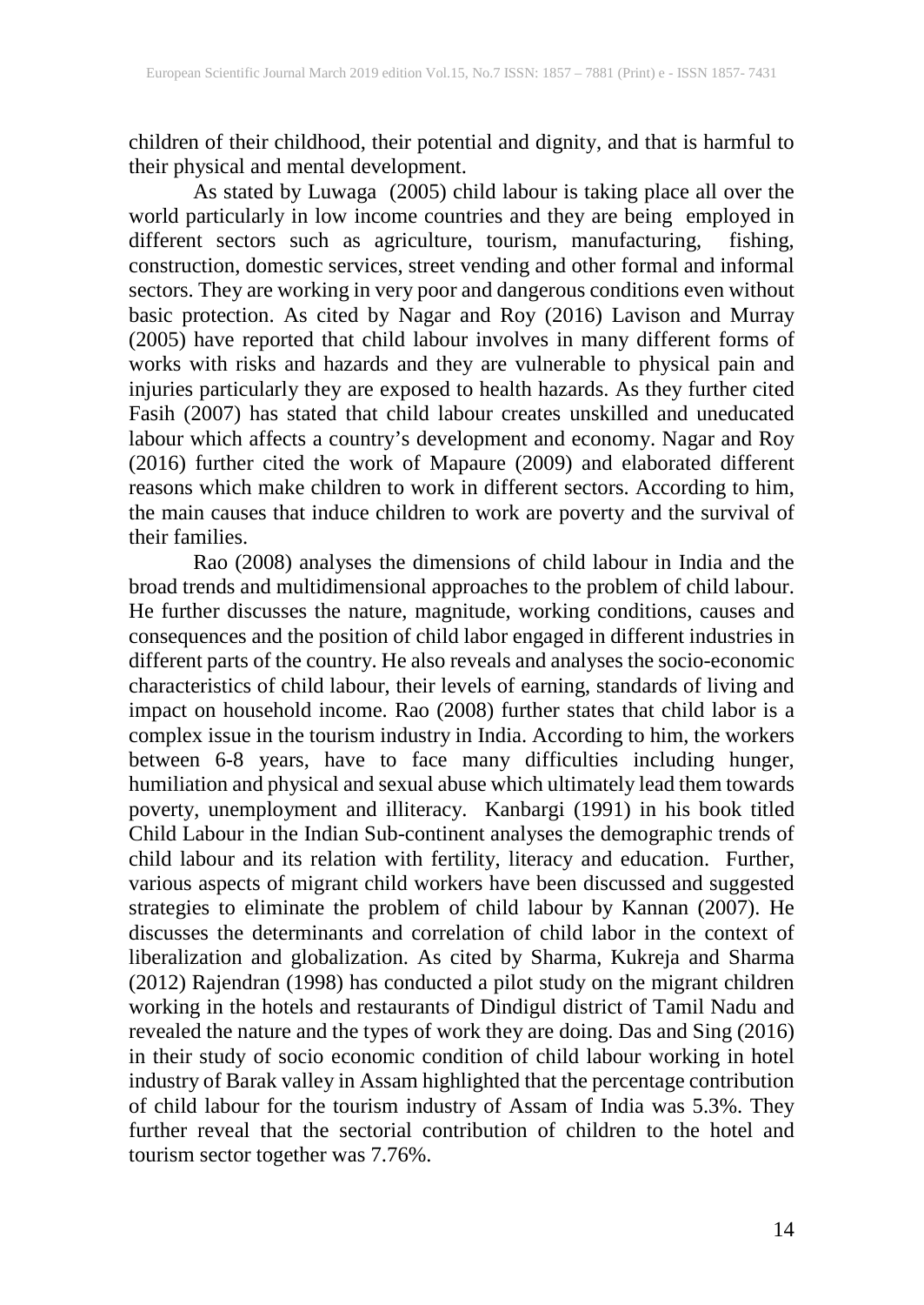children of their childhood, their potential and dignity, and that is harmful to their physical and mental development.

As stated by Luwaga (2005) child labour is taking place all over the world particularly in low income countries and they are being employed in different sectors such as agriculture, tourism, manufacturing, fishing, construction, domestic services, street vending and other formal and informal sectors. They are working in very poor and dangerous conditions even without basic protection. As cited by Nagar and Roy (2016) Lavison and Murray (2005) have reported that child labour involves in many different forms of works with risks and hazards and they are vulnerable to physical pain and injuries particularly they are exposed to health hazards. As they further cited Fasih (2007) has stated that child labour creates unskilled and uneducated labour which affects a country's development and economy. Nagar and Roy (2016) further cited the work of Mapaure (2009) and elaborated different reasons which make children to work in different sectors. According to him, the main causes that induce children to work are poverty and the survival of their families.

Rao (2008) analyses the dimensions of child labour in India and the broad trends and multidimensional approaches to the problem of child labour. He further discusses the nature, magnitude, working conditions, causes and consequences and the position of child labor engaged in different industries in different parts of the country. He also reveals and analyses the socio-economic characteristics of child labour, their levels of earning, standards of living and impact on household income. Rao (2008) further states that child labor is a complex issue in the tourism industry in India. According to him, the workers between 6-8 years, have to face many difficulties including hunger, humiliation and physical and sexual abuse which ultimately lead them towards poverty, unemployment and illiteracy. Kanbargi (1991) in his book titled Child Labour in the Indian Sub-continent analyses the demographic trends of child labour and its relation with fertility, literacy and education. Further, various aspects of migrant child workers have been discussed and suggested strategies to eliminate the problem of child labour by Kannan (2007). He discusses the determinants and correlation of child labor in the context of liberalization and globalization. As cited by Sharma, Kukreja and Sharma (2012) Rajendran (1998) has conducted a pilot study on the migrant children working in the hotels and restaurants of Dindigul district of Tamil Nadu and revealed the nature and the types of work they are doing. Das and Sing (2016) in their study of socio economic condition of child labour working in hotel industry of Barak valley in Assam highlighted that the percentage contribution of child labour for the tourism industry of Assam of India was 5.3%. They further reveal that the sectorial contribution of children to the hotel and tourism sector together was 7.76%.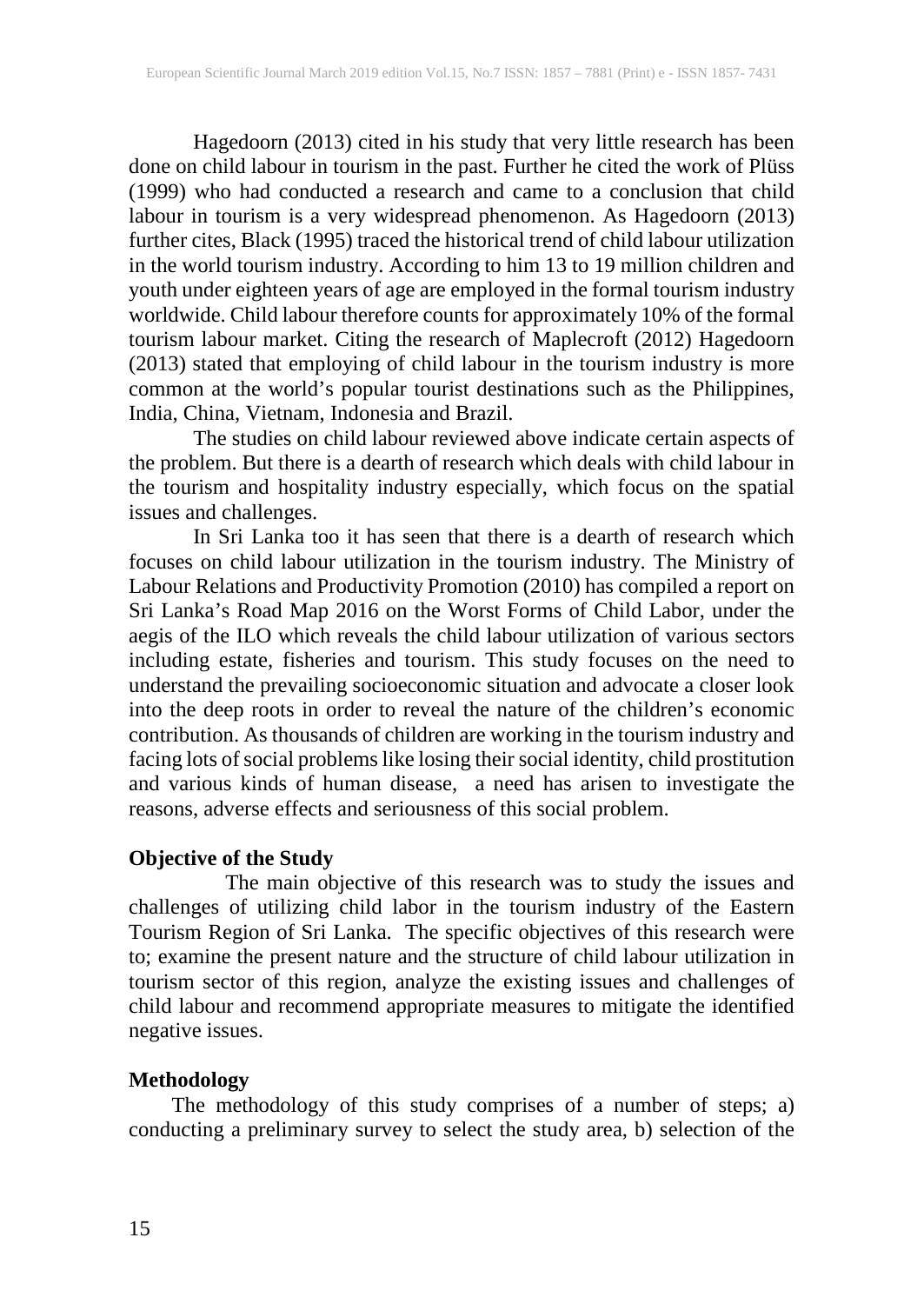Hagedoorn (2013) cited in his study that very little research has been done on child labour in tourism in the past. Further he cited the work of Plüss (1999) who had conducted a research and came to a conclusion that child labour in tourism is a very widespread phenomenon. As Hagedoorn (2013) further cites, Black (1995) traced the historical trend of child labour utilization in the world tourism industry. According to him 13 to 19 million children and youth under eighteen years of age are employed in the formal tourism industry worldwide. Child labour therefore counts for approximately 10% of the formal tourism labour market. Citing the research of Maplecroft (2012) Hagedoorn (2013) stated that employing of child labour in the tourism industry is more common at the world's popular tourist destinations such as the Philippines, India, China, Vietnam, Indonesia and Brazil.

The studies on child labour reviewed above indicate certain aspects of the problem. But there is a dearth of research which deals with child labour in the tourism and hospitality industry especially, which focus on the spatial issues and challenges.

In Sri Lanka too it has seen that there is a dearth of research which focuses on child labour utilization in the tourism industry. The Ministry of Labour Relations and Productivity Promotion (2010) has compiled a report on Sri Lanka's Road Map 2016 on the Worst Forms of Child Labor, under the aegis of the ILO which reveals the child labour utilization of various sectors including estate, fisheries and tourism. This study focuses on the need to understand the prevailing socioeconomic situation and advocate a closer look into the deep roots in order to reveal the nature of the children's economic contribution. As thousands of children are working in the tourism industry and facing lots of social problems like losing their social identity, child prostitution and various kinds of human disease, a need has arisen to investigate the reasons, adverse effects and seriousness of this social problem.

## Objective of the Study

The main objective of this research was to study the issues and challenges of utilizing child labor in the tourism industry of the Eastern Tourism Region of Sri Lanka. The specific objectives of this research were to; examine the present nature and the structure of child labour utilization in tourism sector of this region, analyze the existing issues and challenges of child labour and recommend appropriate measures to mitigate the identified negative issues.

## Methodology

The methodology of this study comprises of a number of steps; a) conducting a preliminary survey to select the study area, b) selection of the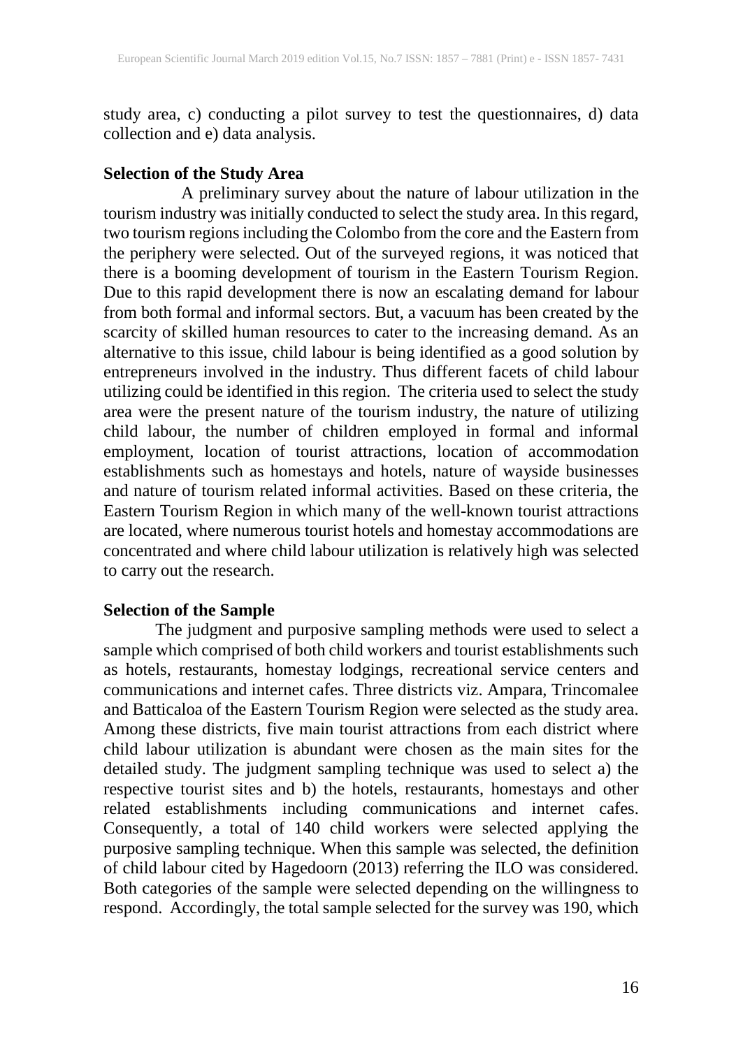study area, c) conducting a pilot survey to test the questionnaires, d) data collection and e) data analysis.

**Selection of the Study Area**

A preliminary survey about the nature of labour utilization in the tourism industry was initially conducted to select the study area. In this regard, two tourism regions including the Colombo from the core and the Eastern from the periphery were selected. Out of the surveyed regions, it was noticed that there is a booming development of tourism in the Eastern Tourism Region. Due to this rapid development there is now an escalating demand for labour from both formal and informal sectors. But, a vacuum has been created by the scarcity of skilled human resources to cater to the increasing demand. As an alternative to this issue, child labour is being identified as a good solution by entrepreneurs involved in the industry. Thus different facets of child labour utilizing could be identified in this region. The criteria used to select the study area were the present nature of the tourism industry, the nature of utilizing child labour, the number of children employed in formal and informal employment, location of tourist attractions, location of accommodation establishments such as homestays and hotels, nature of wayside businesses and nature of tourism related informal activities. Based on these criteria, the Eastern Tourism Region in which many of the well-known tourist attractions are located, where numerous tourist hotels and homestay accommodations are concentrated and where child labour utilization is relatively high was selected to carry out the research.

**Selection of the Sample**

The judgment and purposive sampling methods were used to select a sample which comprised of both child workers and tourist establishments such as hotels, restaurants, homestay lodgings, recreational service centers and communications and internet cafes. Three districts viz. Ampara, Trincomalee and Batticaloa of the Eastern Tourism Region were selected as the study area. Among these districts, five main tourist attractions from each district where child labour utilization is abundant were chosen as the main sites for the detailed study. The judgment sampling technique was used to select a) the respective tourist sites and b) the hotels, restaurants, homestays and other related establishments including communications and internet cafes. Consequently, a total of 140 child workers were selected applying the purposive sampling technique. When this sample was selected, the definition of child labour cited by Hagedoorn (2013) referring the ILO was considered. Both categories of the sample were selected depending on the willingness to respond. Accordingly, the total sample selected for the survey was 190, which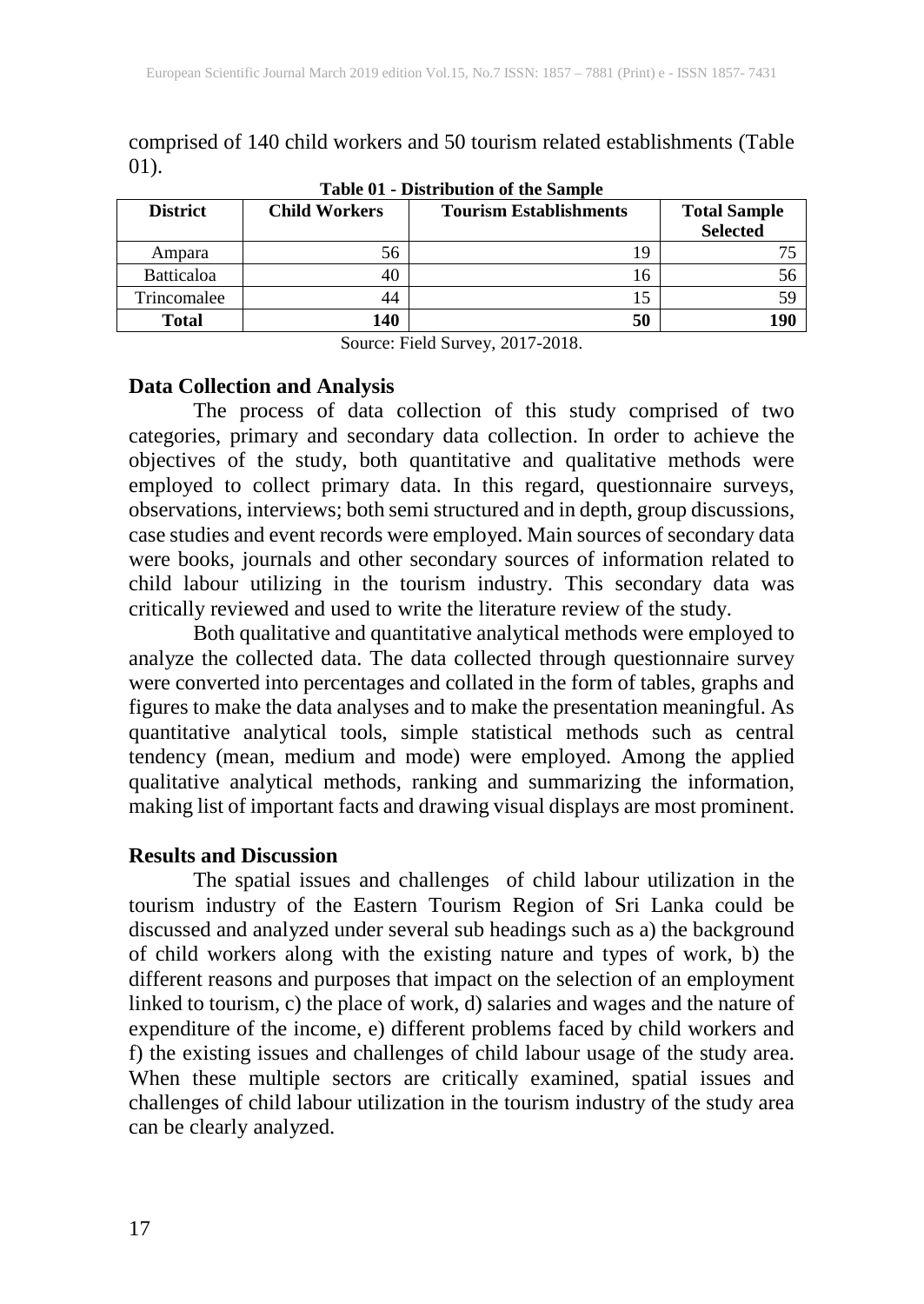comprised of 140 child workers and 50 tourism related establishments (Table 01).

**Table 01 - Distribution of the Sample**

| District | Child Workers | Tourism Establishments | Total Sample Selected |
|---|---|---|---|
| Ampara | 56 | 19 | 75 |
| Batticaloa | 40 | 16 | 56 |
| Trincomalee | 44 | 15 | 59 |
| **Total** | **140** | **50** | **190** |

Source: Field Survey, 2017-2018.

### Data Collection and Analysis

The process of data collection of this study comprised of two categories, primary and secondary data collection. In order to achieve the objectives of the study, both quantitative and qualitative methods were employed to collect primary data. In this regard, questionnaire surveys, observations, interviews; both semi structured and in depth, group discussions, case studies and event records were employed. Main sources of secondary data were books, journals and other secondary sources of information related to child labour utilizing in the tourism industry. This secondary data was critically reviewed and used to write the literature review of the study.

Both qualitative and quantitative analytical methods were employed to analyze the collected data. The data collected through questionnaire survey were converted into percentages and collated in the form of tables, graphs and figures to make the data analyses and to make the presentation meaningful. As quantitative analytical tools, simple statistical methods such as central tendency (mean, medium and mode) were employed. Among the applied qualitative analytical methods, ranking and summarizing the information, making list of important facts and drawing visual displays are most prominent.

### Results and Discussion

The spatial issues and challenges of child labour utilization in the tourism industry of the Eastern Tourism Region of Sri Lanka could be discussed and analyzed under several sub headings such as a) the background of child workers along with the existing nature and types of work, b) the different reasons and purposes that impact on the selection of an employment linked to tourism, c) the place of work, d) salaries and wages and the nature of expenditure of the income, e) different problems faced by child workers and f) the existing issues and challenges of child labour usage of the study area. When these multiple sectors are critically examined, spatial issues and challenges of child labour utilization in the tourism industry of the study area can be clearly analyzed.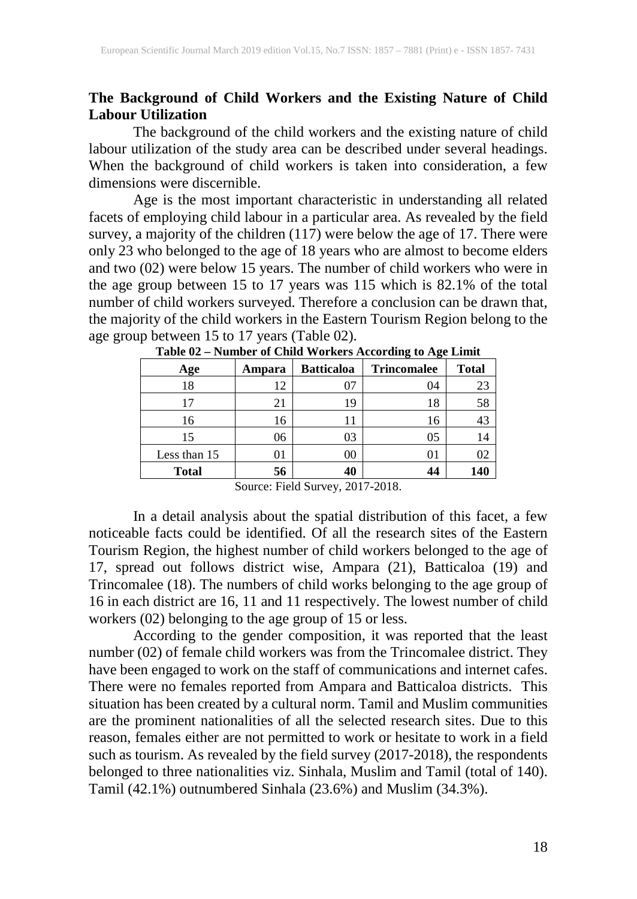## The Background of Child Workers and the Existing Nature of Child Labour Utilization

The background of the child workers and the existing nature of child labour utilization of the study area can be described under several headings. When the background of child workers is taken into consideration, a few dimensions were discernible.

Age is the most important characteristic in understanding all related facets of employing child labour in a particular area. As revealed by the field survey, a majority of the children (117) were below the age of 17. There were only 23 who belonged to the age of 18 years who are almost to become elders and two (02) were below 15 years. The number of child workers who were in the age group between 15 to 17 years was 115 which is 82.1% of the total number of child workers surveyed. Therefore a conclusion can be drawn that, the majority of the child workers in the Eastern Tourism Region belong to the age group between 15 to 17 years (Table 02).

**Table 02 – Number of Child Workers According to Age Limit**

| Age | Ampara | Batticaloa | Trincomalee | Total |
|---|---|---|---|---|
| 18 | 12 | 07 | 04 | 23 |
| 17 | 21 | 19 | 18 | 58 |
| 16 | 16 | 11 | 16 | 43 |
| 15 | 06 | 03 | 05 | 14 |
| Less than 15 | 01 | 00 | 01 | 02 |
| **Total** | **56** | **40** | **44** | **140** |

Source: Field Survey, 2017-2018.

In a detail analysis about the spatial distribution of this facet, a few noticeable facts could be identified. Of all the research sites of the Eastern Tourism Region, the highest number of child workers belonged to the age of 17, spread out follows district wise, Ampara (21), Batticaloa (19) and Trincomalee (18). The numbers of child works belonging to the age group of 16 in each district are 16, 11 and 11 respectively. The lowest number of child workers (02) belonging to the age group of 15 or less.

According to the gender composition, it was reported that the least number (02) of female child workers was from the Trincomalee district. They have been engaged to work on the staff of communications and internet cafes. There were no females reported from Ampara and Batticaloa districts. This situation has been created by a cultural norm. Tamil and Muslim communities are the prominent nationalities of all the selected research sites. Due to this reason, females either are not permitted to work or hesitate to work in a field such as tourism. As revealed by the field survey (2017-2018), the respondents belonged to three nationalities viz. Sinhala, Muslim and Tamil (total of 140). Tamil (42.1%) outnumbered Sinhala (23.6%) and Muslim (34.3%).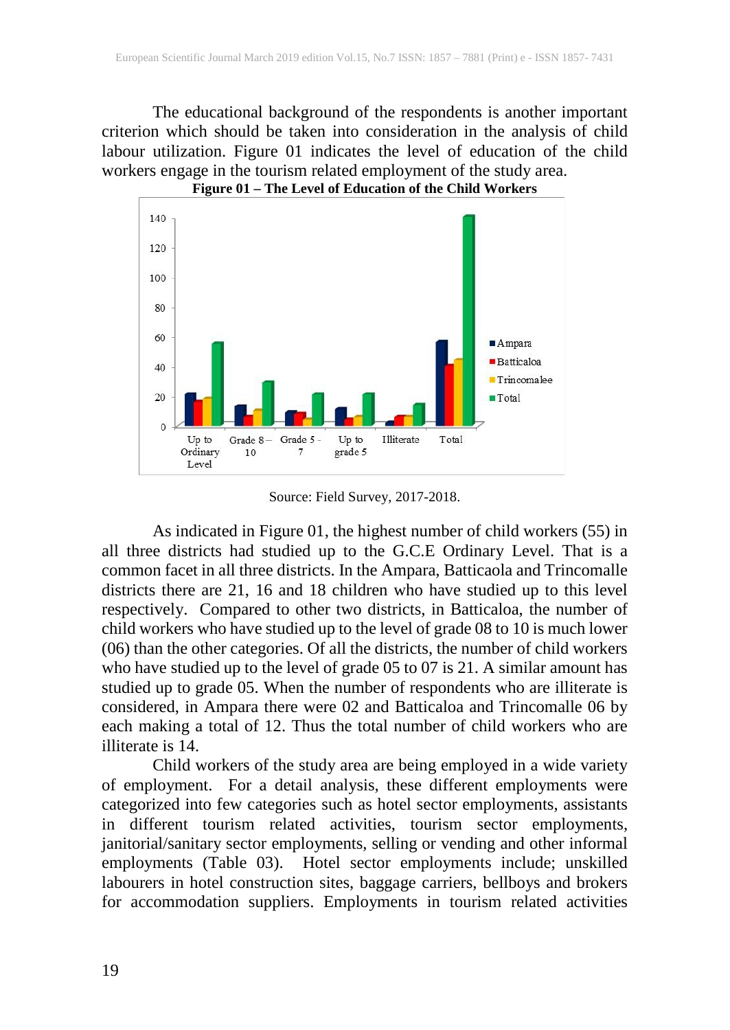The educational background of the respondents is another important criterion which should be taken into consideration in the analysis of child labour utilization. Figure 01 indicates the level of education of the child workers engage in the tourism related employment of the study area.

**Figure 01 – The Level of Education of the Child Workers**

Source: Field Survey, 2017-2018.

As indicated in Figure 01, the highest number of child workers (55) in all three districts had studied up to the G.C.E Ordinary Level. That is a common facet in all three districts. In the Ampara, Batticaola and Trincomalle districts there are 21, 16 and 18 children who have studied up to this level respectively. Compared to other two districts, in Batticaloa, the number of child workers who have studied up to the level of grade 08 to 10 is much lower (06) than the other categories. Of all the districts, the number of child workers who have studied up to the level of grade 05 to 07 is 21. A similar amount has studied up to grade 05. When the number of respondents who are illiterate is considered, in Ampara there were 02 and Batticaloa and Trincomalle 06 by each making a total of 12. Thus the total number of child workers who are illiterate is 14.

Child workers of the study area are being employed in a wide variety of employment. For a detail analysis, these different employments were categorized into few categories such as hotel sector employments, assistants in different tourism related activities, tourism sector employments, janitorial/sanitary sector employments, selling or vending and other informal employments (Table 03). Hotel sector employments include; unskilled labourers in hotel construction sites, baggage carriers, bellboys and brokers for accommodation suppliers. Employments in tourism related activities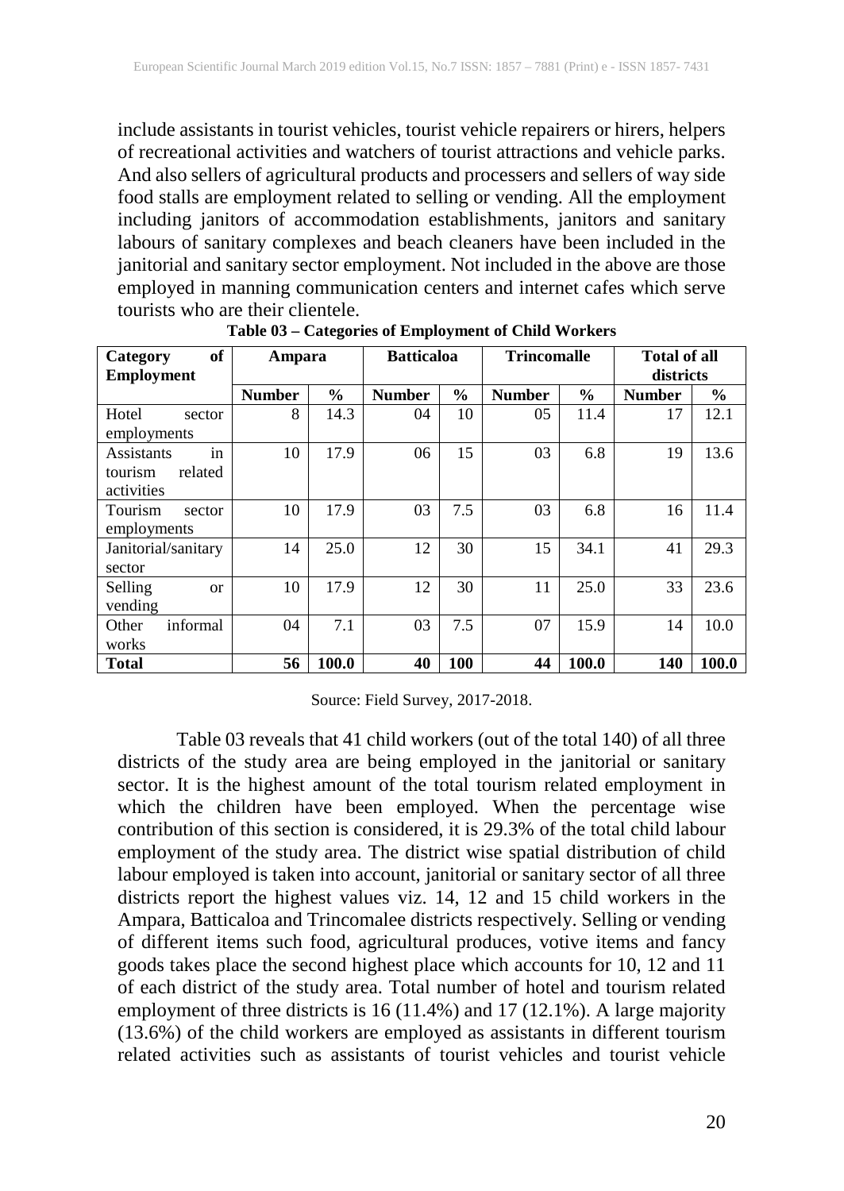include assistants in tourist vehicles, tourist vehicle repairers or hirers, helpers of recreational activities and watchers of tourist attractions and vehicle parks. And also sellers of agricultural products and processers and sellers of way side food stalls are employment related to selling or vending. All the employment including janitors of accommodation establishments, janitors and sanitary labours of sanitary complexes and beach cleaners have been included in the janitorial and sanitary sector employment. Not included in the above are those employed in manning communication centers and internet cafes which serve tourists who are their clientele.

**Table 03 – Categories of Employment of Child Workers**

| Category of Employment | Ampara | | Batticaloa | | Trincomalle | | Total of all districts | |
|---|---|---|---|---|---|---|---|---|
| | **Number** | **%** | **Number** | **%** | **Number** | **%** | **Number** | **%** |
| Hotel sector employments | 8 | 14.3 | 04 | 10 | 05 | 11.4 | 17 | 12.1 |
| Assistants in tourism related activities | 10 | 17.9 | 06 | 15 | 03 | 6.8 | 19 | 13.6 |
| Tourism sector employments | 10 | 17.9 | 03 | 7.5 | 03 | 6.8 | 16 | 11.4 |
| Janitorial/sanitary sector | 14 | 25.0 | 12 | 30 | 15 | 34.1 | 41 | 29.3 |
| Selling or vending | 10 | 17.9 | 12 | 30 | 11 | 25.0 | 33 | 23.6 |
| Other informal works | 04 | 7.1 | 03 | 7.5 | 07 | 15.9 | 14 | 10.0 |
| **Total** | **56** | **100.0** | **40** | **100** | **44** | **100.0** | **140** | **100.0** |

Source: Field Survey, 2017-2018.

Table 03 reveals that 41 child workers (out of the total 140) of all three districts of the study area are being employed in the janitorial or sanitary sector. It is the highest amount of the total tourism related employment in which the children have been employed. When the percentage wise contribution of this section is considered, it is 29.3% of the total child labour employment of the study area. The district wise spatial distribution of child labour employed is taken into account, janitorial or sanitary sector of all three districts report the highest values viz. 14, 12 and 15 child workers in the Ampara, Batticaloa and Trincomalee districts respectively. Selling or vending of different items such food, agricultural produces, votive items and fancy goods takes place the second highest place which accounts for 10, 12 and 11 of each district of the study area. Total number of hotel and tourism related employment of three districts is 16 (11.4%) and 17 (12.1%). A large majority (13.6%) of the child workers are employed as assistants in different tourism related activities such as assistants of tourist vehicles and tourist vehicle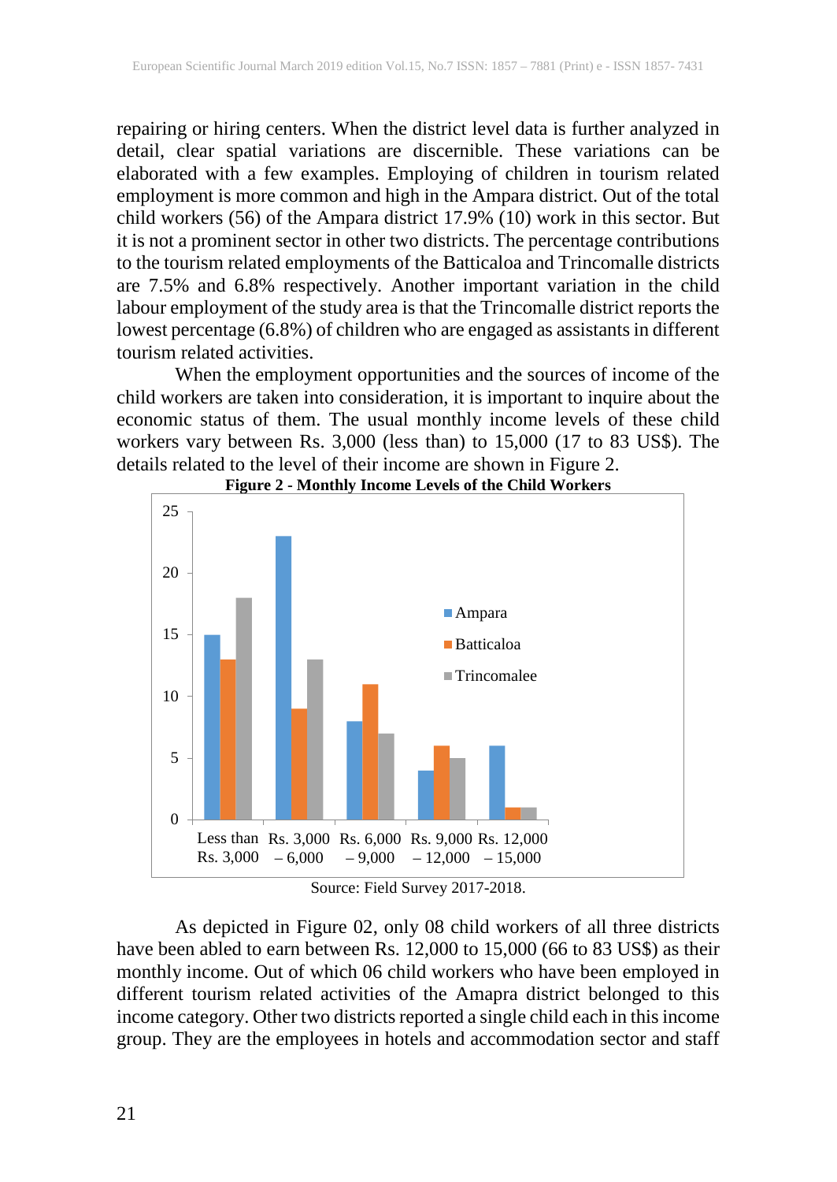repairing or hiring centers. When the district level data is further analyzed in detail, clear spatial variations are discernible. These variations can be elaborated with a few examples. Employing of children in tourism related employment is more common and high in the Ampara district. Out of the total child workers (56) of the Ampara district 17.9% (10) work in this sector. But it is not a prominent sector in other two districts. The percentage contributions to the tourism related employments of the Batticaloa and Trincomalle districts are 7.5% and 6.8% respectively. Another important variation in the child labour employment of the study area is that the Trincomalle district reports the lowest percentage (6.8%) of children who are engaged as assistants in different tourism related activities.

When the employment opportunities and the sources of income of the child workers are taken into consideration, it is important to inquire about the economic status of them. The usual monthly income levels of these child workers vary between Rs. 3,000 (less than) to 15,000 (17 to 83 US$). The details related to the level of their income are shown in Figure 2.

**Figure 2 - Monthly Income Levels of the Child Workers**

| Income level | Ampara | Batticaloa | Trincomalee |
|---|---|---|---|
| Less than Rs. 3,000 | 15 | 13 | 18 |
| Rs. 3,000 – 6,000 | 23 | 9 | 13 |
| Rs. 6,000 – 9,000 | 8 | 11 | 7 |
| Rs. 9,000 – 12,000 | 4 | 6 | 5 |
| Rs. 12,000 – 15,000 | 6 | 1 | 1 |

Source: Field Survey 2017-2018.

As depicted in Figure 02, only 08 child workers of all three districts have been abled to earn between Rs. 12,000 to 15,000 (66 to 83 US$) as their monthly income. Out of which 06 child workers who have been employed in different tourism related activities of the Amapra district belonged to this income category. Other two districts reported a single child each in this income group. They are the employees in hotels and accommodation sector and staff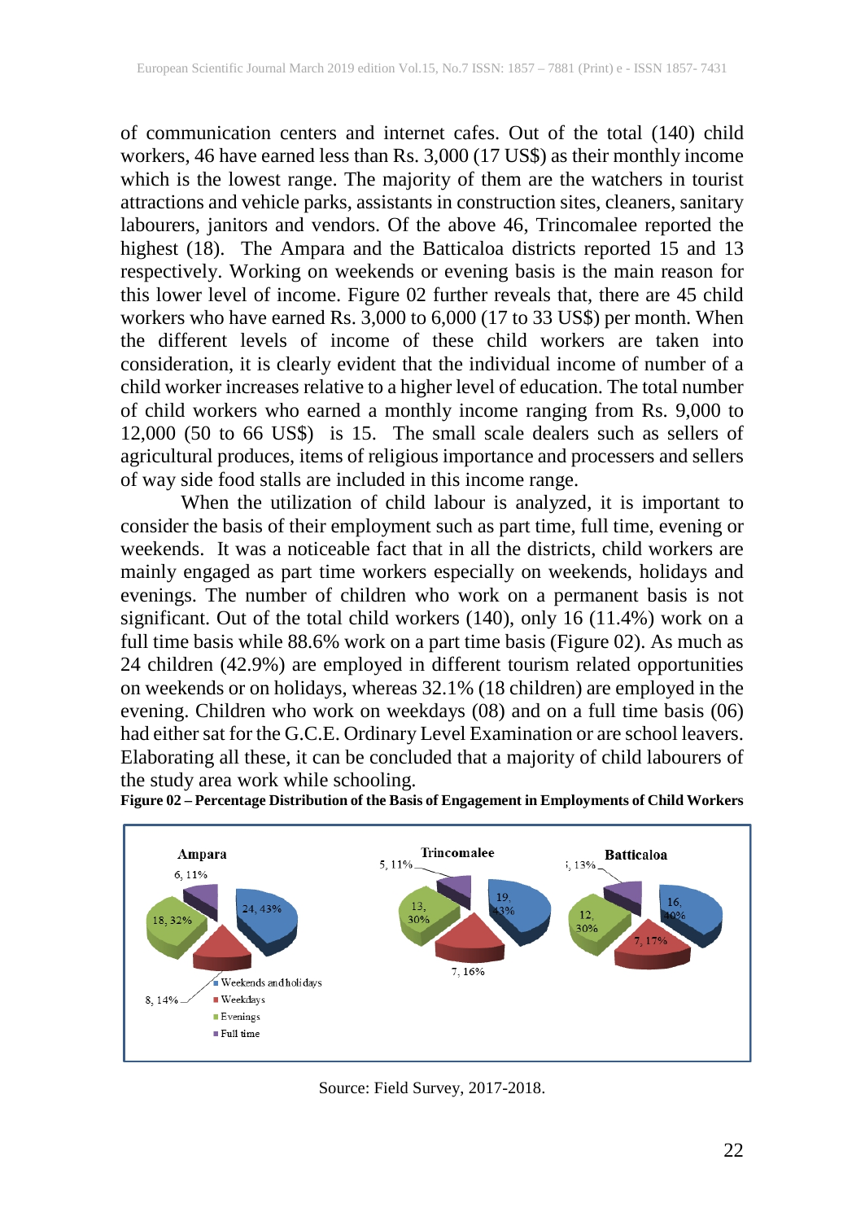of communication centers and internet cafes. Out of the total (140) child workers, 46 have earned less than Rs. 3,000 (17 US$) as their monthly income which is the lowest range. The majority of them are the watchers in tourist attractions and vehicle parks, assistants in construction sites, cleaners, sanitary labourers, janitors and vendors. Of the above 46, Trincomalee reported the highest (18). The Ampara and the Batticaloa districts reported 15 and 13 respectively. Working on weekends or evening basis is the main reason for this lower level of income. Figure 02 further reveals that, there are 45 child workers who have earned Rs. 3,000 to 6,000 (17 to 33 US$) per month. When the different levels of income of these child workers are taken into consideration, it is clearly evident that the individual income of number of a child worker increases relative to a higher level of education. The total number of child workers who earned a monthly income ranging from Rs. 9,000 to 12,000 (50 to 66 US$) is 15. The small scale dealers such as sellers of agricultural produces, items of religious importance and processers and sellers of way side food stalls are included in this income range.

When the utilization of child labour is analyzed, it is important to consider the basis of their employment such as part time, full time, evening or weekends. It was a noticeable fact that in all the districts, child workers are mainly engaged as part time workers especially on weekends, holidays and evenings. The number of children who work on a permanent basis is not significant. Out of the total child workers (140), only 16 (11.4%) work on a full time basis while 88.6% work on a part time basis (Figure 02). As much as 24 children (42.9%) are employed in different tourism related opportunities on weekends or on holidays, whereas 32.1% (18 children) are employed in the evening. Children who work on weekdays (08) and on a full time basis (06) had either sat for the G.C.E. Ordinary Level Examination or are school leavers. Elaborating all these, it can be concluded that a majority of child labourers of the study area work while schooling.

**Figure 02 – Percentage Distribution of the Basis of Engagement in Employments of Child Workers**

| Basis of engagement | Ampara | Trincomalee | Batticaloa |
|---|---|---|---|
| Weekends and holidays | 24, 43% | 19, 43% | 16, 40% |
| Weekdays | 8, 14% | 7, 16% | 7, 17% |
| Evenings | 18, 32% | 13, 30% | 12, 30% |
| Full time | 6, 11% | 5, 11% | 5, 13% |

Source: Field Survey, 2017-2018.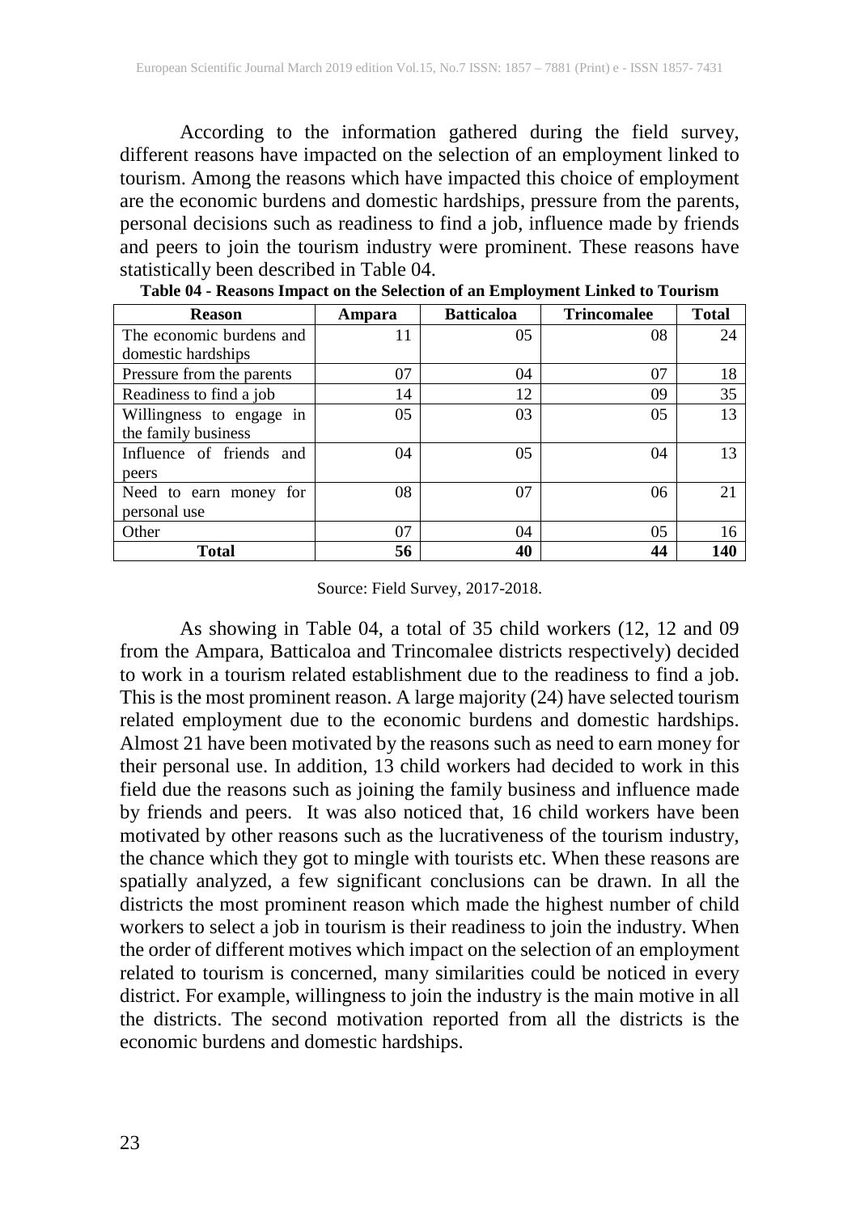According to the information gathered during the field survey, different reasons have impacted on the selection of an employment linked to tourism. Among the reasons which have impacted this choice of employment are the economic burdens and domestic hardships, pressure from the parents, personal decisions such as readiness to find a job, influence made by friends and peers to join the tourism industry were prominent. These reasons have statistically been described in Table 04.

**Table 04 - Reasons Impact on the Selection of an Employment Linked to Tourism**

| Reason | Ampara | Batticaloa | Trincomalee | Total |
|---|---|---|---|---|
| The economic burdens and domestic hardships | 11 | 05 | 08 | 24 |
| Pressure from the parents | 07 | 04 | 07 | 18 |
| Readiness to find a job | 14 | 12 | 09 | 35 |
| Willingness to engage in the family business | 05 | 03 | 05 | 13 |
| Influence of friends and peers | 04 | 05 | 04 | 13 |
| Need to earn money for personal use | 08 | 07 | 06 | 21 |
| Other | 07 | 04 | 05 | 16 |
| **Total** | **56** | **40** | **44** | **140** |

Source: Field Survey, 2017-2018.

As showing in Table 04, a total of 35 child workers (12, 12 and 09 from the Ampara, Batticaloa and Trincomalee districts respectively) decided to work in a tourism related establishment due to the readiness to find a job. This is the most prominent reason. A large majority (24) have selected tourism related employment due to the economic burdens and domestic hardships. Almost 21 have been motivated by the reasons such as need to earn money for their personal use. In addition, 13 child workers had decided to work in this field due the reasons such as joining the family business and influence made by friends and peers. It was also noticed that, 16 child workers have been motivated by other reasons such as the lucrativeness of the tourism industry, the chance which they got to mingle with tourists etc. When these reasons are spatially analyzed, a few significant conclusions can be drawn. In all the districts the most prominent reason which made the highest number of child workers to select a job in tourism is their readiness to join the industry. When the order of different motives which impact on the selection of an employment related to tourism is concerned, many similarities could be noticed in every district. For example, willingness to join the industry is the main motive in all the districts. The second motivation reported from all the districts is the economic burdens and domestic hardships.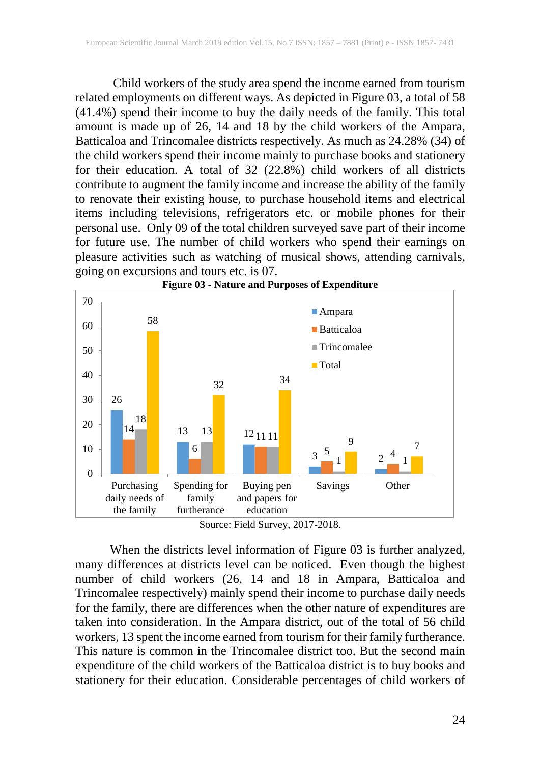Child workers of the study area spend the income earned from tourism related employments on different ways. As depicted in Figure 03, a total of 58 (41.4%) spend their income to buy the daily needs of the family. This total amount is made up of 26, 14 and 18 by the child workers of the Ampara, Batticaloa and Trincomalee districts respectively. As much as 24.28% (34) of the child workers spend their income mainly to purchase books and stationery for their education. A total of 32 (22.8%) child workers of all districts contribute to augment the family income and increase the ability of the family to renovate their existing house, to purchase household items and electrical items including televisions, refrigerators etc. or mobile phones for their personal use. Only 09 of the total children surveyed save part of their income for future use. The number of child workers who spend their earnings on pleasure activities such as watching of musical shows, attending carnivals, going on excursions and tours etc. is 07.

**Figure 03 - Nature and Purposes of Expenditure**

| | Ampara | Batticaloa | Trincomalee | Total |
|---|---|---|---|---|
| Purchasing daily needs of the family | 26 | 14 | 18 | 58 |
| Spending for family furtherance | 13 | 6 | 13 | 32 |
| Buying pen and papers for education | 12 | 11 | 11 | 34 |
| Savings | 3 | 5 | 1 | 9 |
| Other | 2 | 4 | 1 | 7 |

Source: Field Survey, 2017-2018.

When the districts level information of Figure 03 is further analyzed, many differences at districts level can be noticed. Even though the highest number of child workers (26, 14 and 18 in Ampara, Batticaloa and Trincomalee respectively) mainly spend their income to purchase daily needs for the family, there are differences when the other nature of expenditures are taken into consideration. In the Ampara district, out of the total of 56 child workers, 13 spent the income earned from tourism for their family furtherance. This nature is common in the Trincomalee district too. But the second main expenditure of the child workers of the Batticaloa district is to buy books and stationery for their education. Considerable percentages of child workers of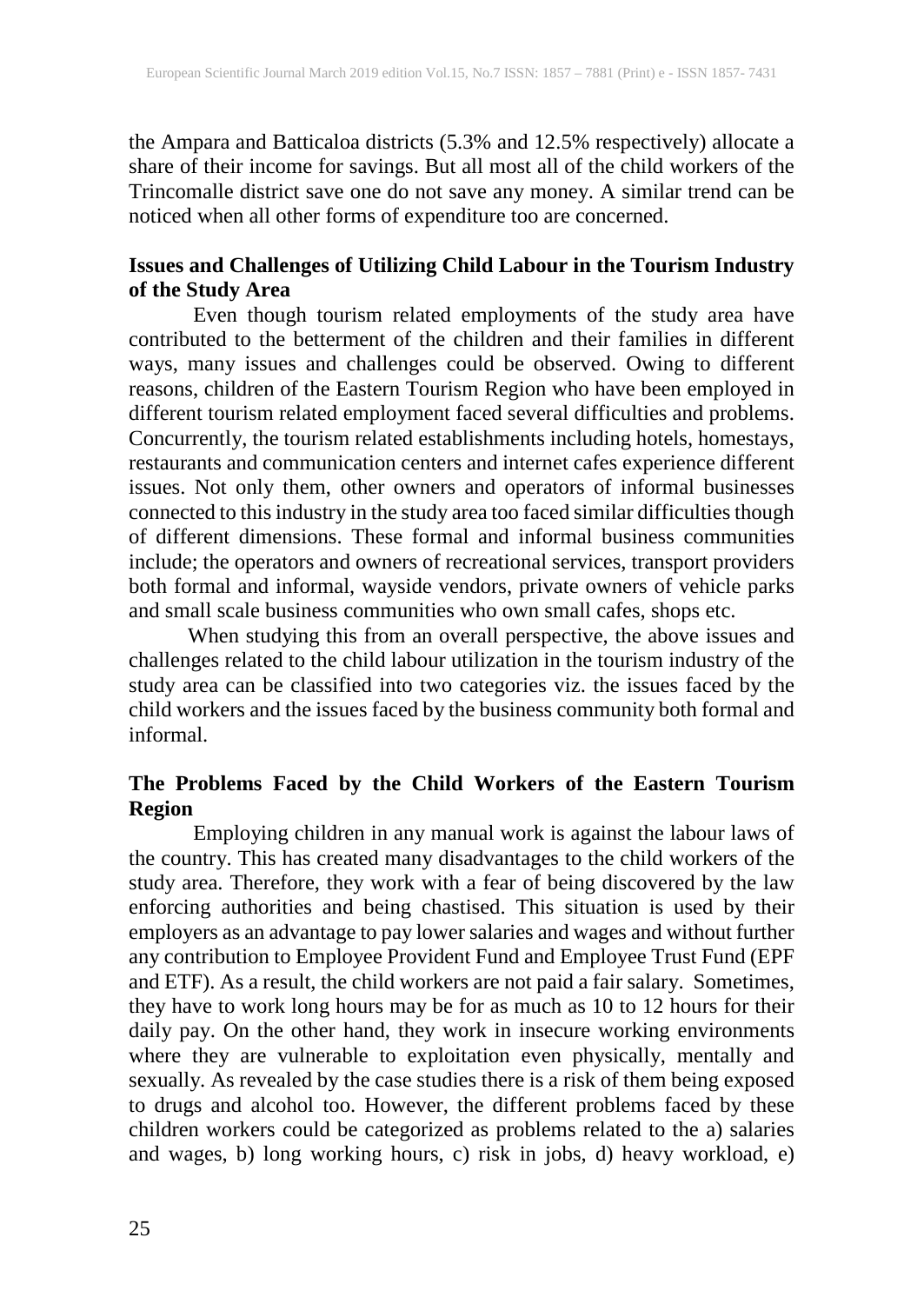the Ampara and Batticaloa districts (5.3% and 12.5% respectively) allocate a share of their income for savings. But all most all of the child workers of the Trincomalle district save one do not save any money. A similar trend can be noticed when all other forms of expenditure too are concerned.

## Issues and Challenges of Utilizing Child Labour in the Tourism Industry of the Study Area

Even though tourism related employments of the study area have contributed to the betterment of the children and their families in different ways, many issues and challenges could be observed. Owing to different reasons, children of the Eastern Tourism Region who have been employed in different tourism related employment faced several difficulties and problems. Concurrently, the tourism related establishments including hotels, homestays, restaurants and communication centers and internet cafes experience different issues. Not only them, other owners and operators of informal businesses connected to this industry in the study area too faced similar difficulties though of different dimensions. These formal and informal business communities include; the operators and owners of recreational services, transport providers both formal and informal, wayside vendors, private owners of vehicle parks and small scale business communities who own small cafes, shops etc.

When studying this from an overall perspective, the above issues and challenges related to the child labour utilization in the tourism industry of the study area can be classified into two categories viz. the issues faced by the child workers and the issues faced by the business community both formal and informal.

## The Problems Faced by the Child Workers of the Eastern Tourism Region

Employing children in any manual work is against the labour laws of the country. This has created many disadvantages to the child workers of the study area. Therefore, they work with a fear of being discovered by the law enforcing authorities and being chastised. This situation is used by their employers as an advantage to pay lower salaries and wages and without further any contribution to Employee Provident Fund and Employee Trust Fund (EPF and ETF). As a result, the child workers are not paid a fair salary. Sometimes, they have to work long hours may be for as much as 10 to 12 hours for their daily pay. On the other hand, they work in insecure working environments where they are vulnerable to exploitation even physically, mentally and sexually. As revealed by the case studies there is a risk of them being exposed to drugs and alcohol too. However, the different problems faced by these children workers could be categorized as problems related to the a) salaries and wages, b) long working hours, c) risk in jobs, d) heavy workload, e)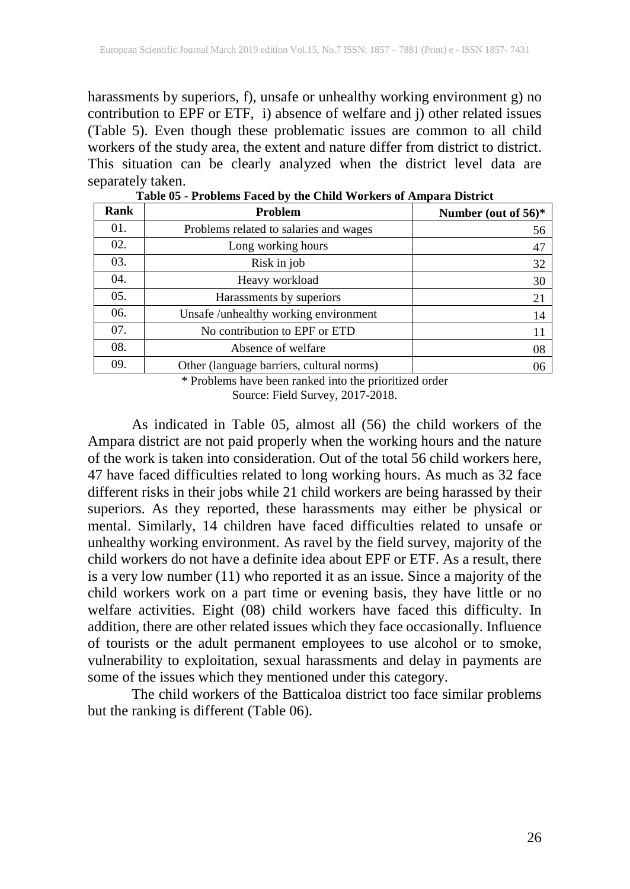harassments by superiors, f), unsafe or unhealthy working environment g) no contribution to EPF or ETF, i) absence of welfare and j) other related issues (Table 5). Even though these problematic issues are common to all child workers of the study area, the extent and nature differ from district to district. This situation can be clearly analyzed when the district level data are separately taken.

**Table 05 - Problems Faced by the Child Workers of Ampara District**

| Rank | Problem | Number (out of 56)* |
|---|---|---|
| 01. | Problems related to salaries and wages | 56 |
| 02. | Long working hours | 47 |
| 03. | Risk in job | 32 |
| 04. | Heavy workload | 30 |
| 05. | Harassments by superiors | 21 |
| 06. | Unsafe /unhealthy working environment | 14 |
| 07. | No contribution to EPF or ETD | 11 |
| 08. | Absence of welfare | 08 |
| 09. | Other (language barriers, cultural norms) | 06 |

\* Problems have been ranked into the prioritized order
Source: Field Survey, 2017-2018.

As indicated in Table 05, almost all (56) the child workers of the Ampara district are not paid properly when the working hours and the nature of the work is taken into consideration. Out of the total 56 child workers here, 47 have faced difficulties related to long working hours. As much as 32 face different risks in their jobs while 21 child workers are being harassed by their superiors. As they reported, these harassments may either be physical or mental. Similarly, 14 children have faced difficulties related to unsafe or unhealthy working environment. As ravel by the field survey, majority of the child workers do not have a definite idea about EPF or ETF. As a result, there is a very low number (11) who reported it as an issue. Since a majority of the child workers work on a part time or evening basis, they have little or no welfare activities. Eight (08) child workers have faced this difficulty. In addition, there are other related issues which they face occasionally. Influence of tourists or the adult permanent employees to use alcohol or to smoke, vulnerability to exploitation, sexual harassments and delay in payments are some of the issues which they mentioned under this category.

The child workers of the Batticaloa district too face similar problems but the ranking is different (Table 06).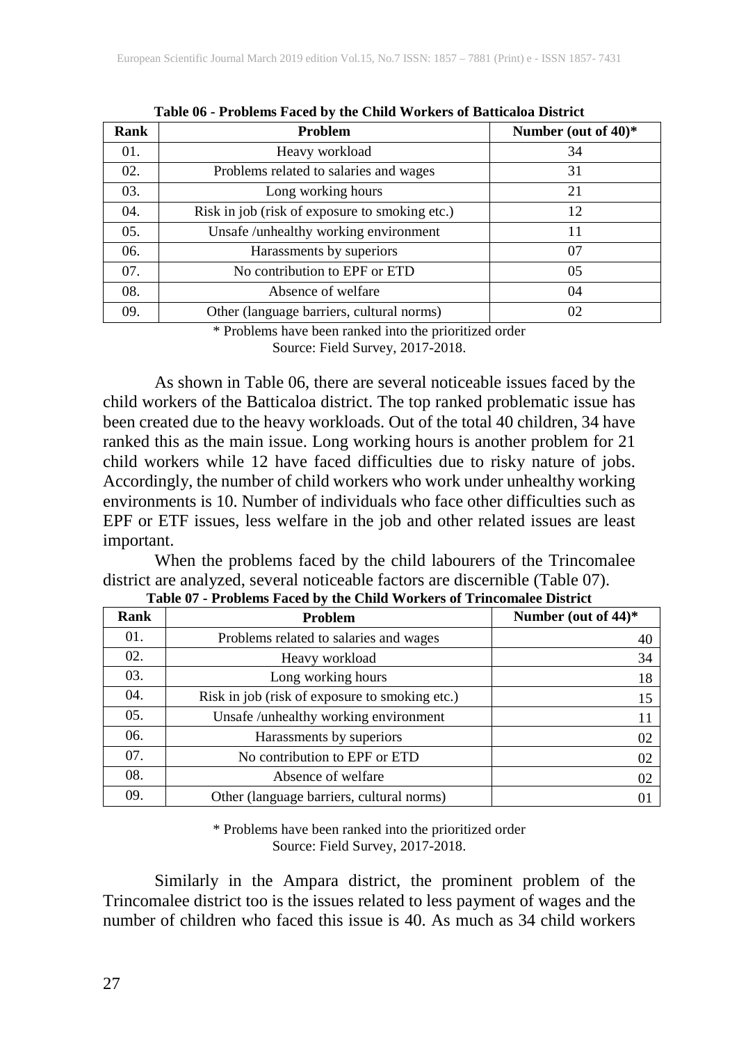**Table 06 - Problems Faced by the Child Workers of Batticaloa District**

| Rank | Problem | Number (out of 40)* |
|---|---|---|
| 01. | Heavy workload | 34 |
| 02. | Problems related to salaries and wages | 31 |
| 03. | Long working hours | 21 |
| 04. | Risk in job (risk of exposure to smoking etc.) | 12 |
| 05. | Unsafe /unhealthy working environment | 11 |
| 06. | Harassments by superiors | 07 |
| 07. | No contribution to EPF or ETD | 05 |
| 08. | Absence of welfare | 04 |
| 09. | Other (language barriers, cultural norms) | 02 |

\* Problems have been ranked into the prioritized order
Source: Field Survey, 2017-2018.

As shown in Table 06, there are several noticeable issues faced by the child workers of the Batticaloa district. The top ranked problematic issue has been created due to the heavy workloads. Out of the total 40 children, 34 have ranked this as the main issue. Long working hours is another problem for 21 child workers while 12 have faced difficulties due to risky nature of jobs. Accordingly, the number of child workers who work under unhealthy working environments is 10. Number of individuals who face other difficulties such as EPF or ETF issues, less welfare in the job and other related issues are least important.

When the problems faced by the child labourers of the Trincomalee district are analyzed, several noticeable factors are discernible (Table 07).

**Table 07 - Problems Faced by the Child Workers of Trincomalee District**

| Rank | Problem | Number (out of 44)* |
|---|---|---|
| 01. | Problems related to salaries and wages | 40 |
| 02. | Heavy workload | 34 |
| 03. | Long working hours | 18 |
| 04. | Risk in job (risk of exposure to smoking etc.) | 15 |
| 05. | Unsafe /unhealthy working environment | 11 |
| 06. | Harassments by superiors | 02 |
| 07. | No contribution to EPF or ETD | 02 |
| 08. | Absence of welfare | 02 |
| 09. | Other (language barriers, cultural norms) | 01 |

\* Problems have been ranked into the prioritized order
Source: Field Survey, 2017-2018.

Similarly in the Ampara district, the prominent problem of the Trincomalee district too is the issues related to less payment of wages and the number of children who faced this issue is 40. As much as 34 child workers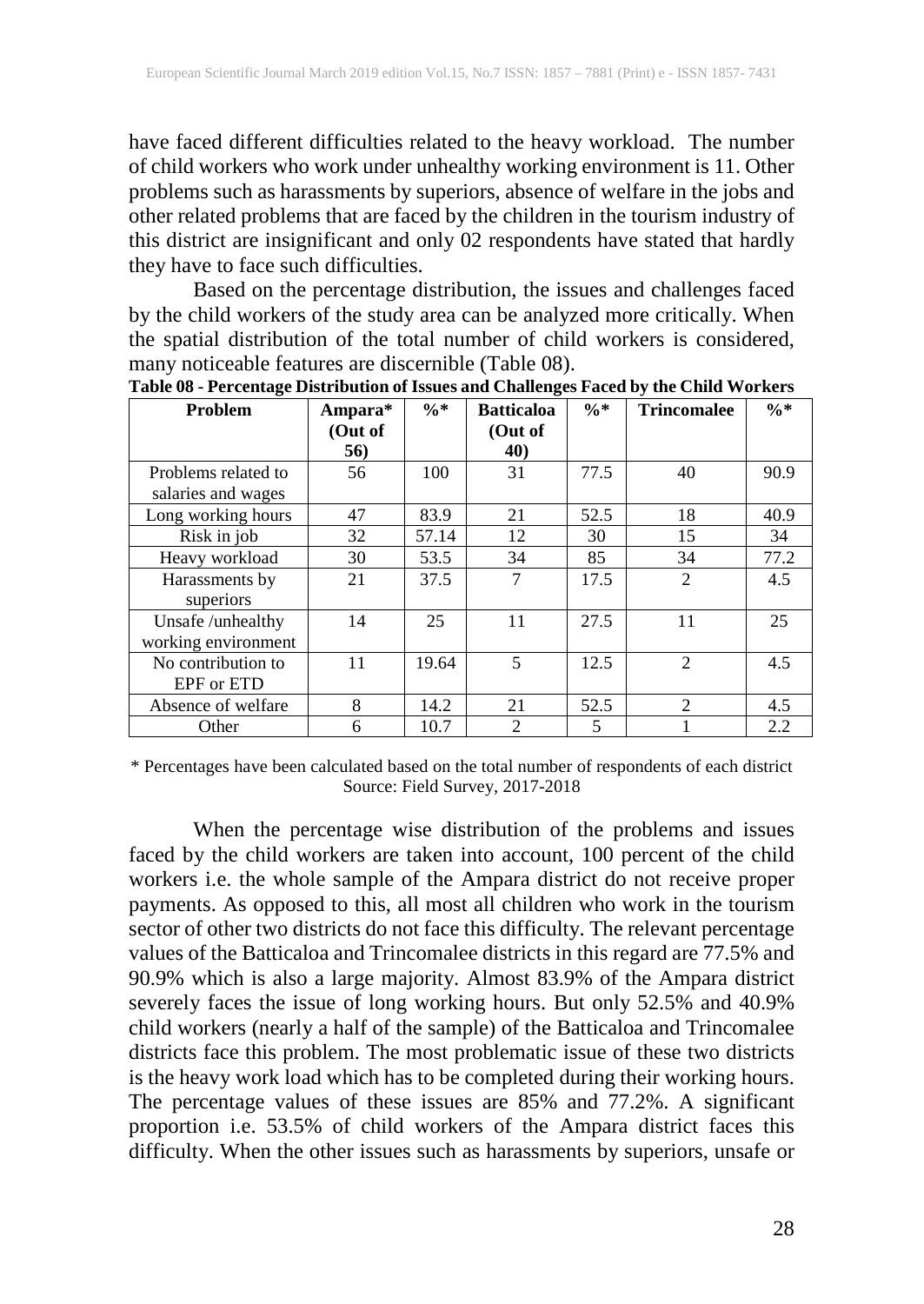have faced different difficulties related to the heavy workload. The number of child workers who work under unhealthy working environment is 11. Other problems such as harassments by superiors, absence of welfare in the jobs and other related problems that are faced by the children in the tourism industry of this district are insignificant and only 02 respondents have stated that hardly they have to face such difficulties.

Based on the percentage distribution, the issues and challenges faced by the child workers of the study area can be analyzed more critically. When the spatial distribution of the total number of child workers is considered, many noticeable features are discernible (Table 08).

**Table 08 - Percentage Distribution of Issues and Challenges Faced by the Child Workers**

| Problem | Ampara* (Out of 56) | %* | Batticaloa (Out of 40) | %* | Trincomalee | %* |
|---|---|---|---|---|---|---|
| Problems related to salaries and wages | 56 | 100 | 31 | 77.5 | 40 | 90.9 |
| Long working hours | 47 | 83.9 | 21 | 52.5 | 18 | 40.9 |
| Risk in job | 32 | 57.14 | 12 | 30 | 15 | 34 |
| Heavy workload | 30 | 53.5 | 34 | 85 | 34 | 77.2 |
| Harassments by superiors | 21 | 37.5 | 7 | 17.5 | 2 | 4.5 |
| Unsafe /unhealthy working environment | 14 | 25 | 11 | 27.5 | 11 | 25 |
| No contribution to EPF or ETD | 11 | 19.64 | 5 | 12.5 | 2 | 4.5 |
| Absence of welfare | 8 | 14.2 | 21 | 52.5 | 2 | 4.5 |
| Other | 6 | 10.7 | 2 | 5 | 1 | 2.2 |

\* Percentages have been calculated based on the total number of respondents of each district
Source: Field Survey, 2017-2018

When the percentage wise distribution of the problems and issues faced by the child workers are taken into account, 100 percent of the child workers i.e. the whole sample of the Ampara district do not receive proper payments. As opposed to this, all most all children who work in the tourism sector of other two districts do not face this difficulty. The relevant percentage values of the Batticaloa and Trincomalee districts in this regard are 77.5% and 90.9% which is also a large majority. Almost 83.9% of the Ampara district severely faces the issue of long working hours. But only 52.5% and 40.9% child workers (nearly a half of the sample) of the Batticaloa and Trincomalee districts face this problem. The most problematic issue of these two districts is the heavy work load which has to be completed during their working hours. The percentage values of these issues are 85% and 77.2%. A significant proportion i.e. 53.5% of child workers of the Ampara district faces this difficulty. When the other issues such as harassments by superiors, unsafe or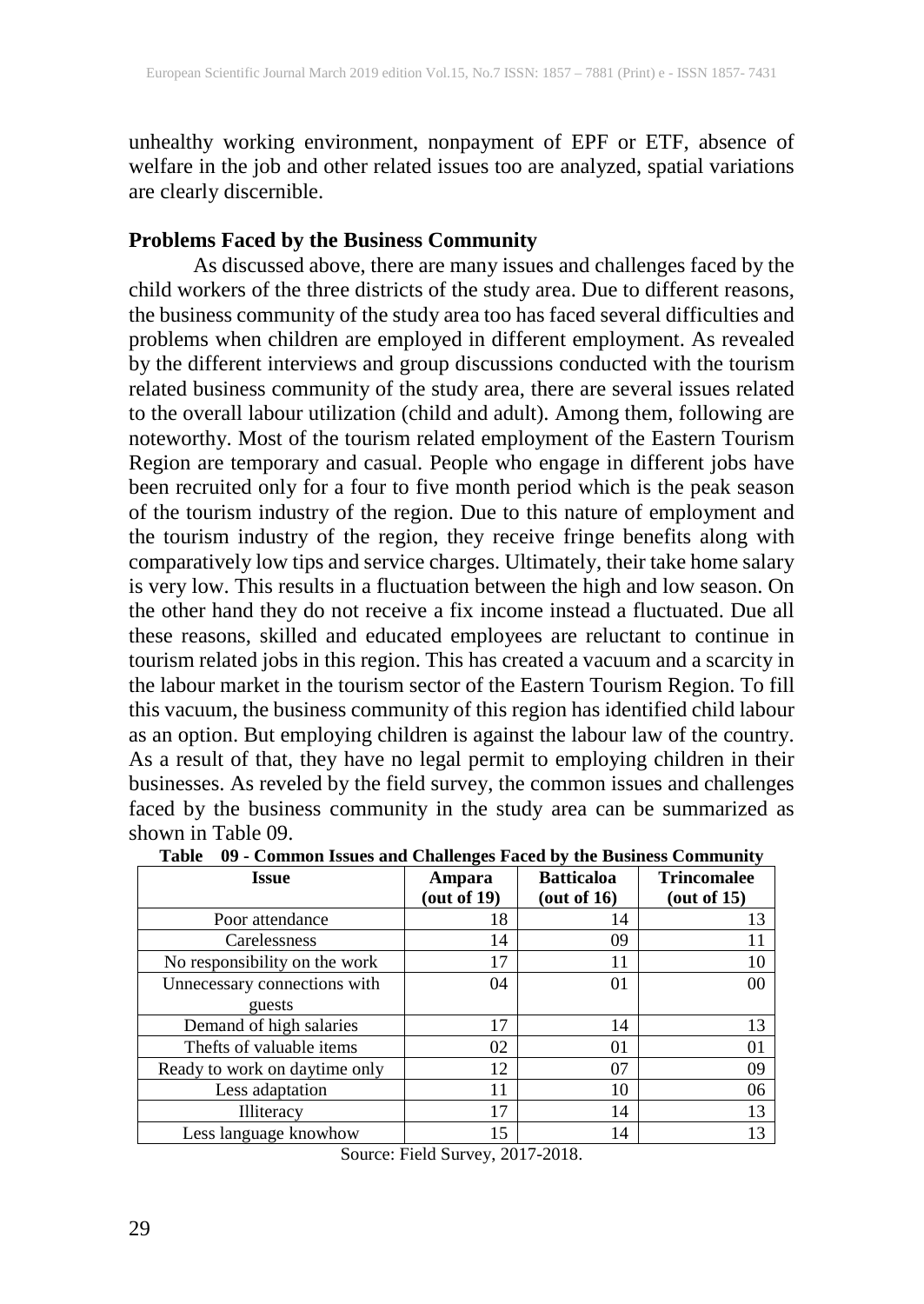unhealthy working environment, nonpayment of EPF or ETF, absence of welfare in the job and other related issues too are analyzed, spatial variations are clearly discernible.

## Problems Faced by the Business Community

As discussed above, there are many issues and challenges faced by the child workers of the three districts of the study area. Due to different reasons, the business community of the study area too has faced several difficulties and problems when children are employed in different employment. As revealed by the different interviews and group discussions conducted with the tourism related business community of the study area, there are several issues related to the overall labour utilization (child and adult). Among them, following are noteworthy. Most of the tourism related employment of the Eastern Tourism Region are temporary and casual. People who engage in different jobs have been recruited only for a four to five month period which is the peak season of the tourism industry of the region. Due to this nature of employment and the tourism industry of the region, they receive fringe benefits along with comparatively low tips and service charges. Ultimately, their take home salary is very low. This results in a fluctuation between the high and low season. On the other hand they do not receive a fix income instead a fluctuated. Due all these reasons, skilled and educated employees are reluctant to continue in tourism related jobs in this region. This has created a vacuum and a scarcity in the labour market in the tourism sector of the Eastern Tourism Region. To fill this vacuum, the business community of this region has identified child labour as an option. But employing children is against the labour law of the country. As a result of that, they have no legal permit to employing children in their businesses. As reveled by the field survey, the common issues and challenges faced by the business community in the study area can be summarized as shown in Table 09.

**Table 09 - Common Issues and Challenges Faced by the Business Community**

| Issue | Ampara (out of 19) | Batticaloa (out of 16) | Trincomalee (out of 15) |
|---|---|---|---|
| Poor attendance | 18 | 14 | 13 |
| Carelessness | 14 | 09 | 11 |
| No responsibility on the work | 17 | 11 | 10 |
| Unnecessary connections with guests | 04 | 01 | 00 |
| Demand of high salaries | 17 | 14 | 13 |
| Thefts of valuable items | 02 | 01 | 01 |
| Ready to work on daytime only | 12 | 07 | 09 |
| Less adaptation | 11 | 10 | 06 |
| Illiteracy | 17 | 14 | 13 |
| Less language knowhow | 15 | 14 | 13 |

Source: Field Survey, 2017-2018.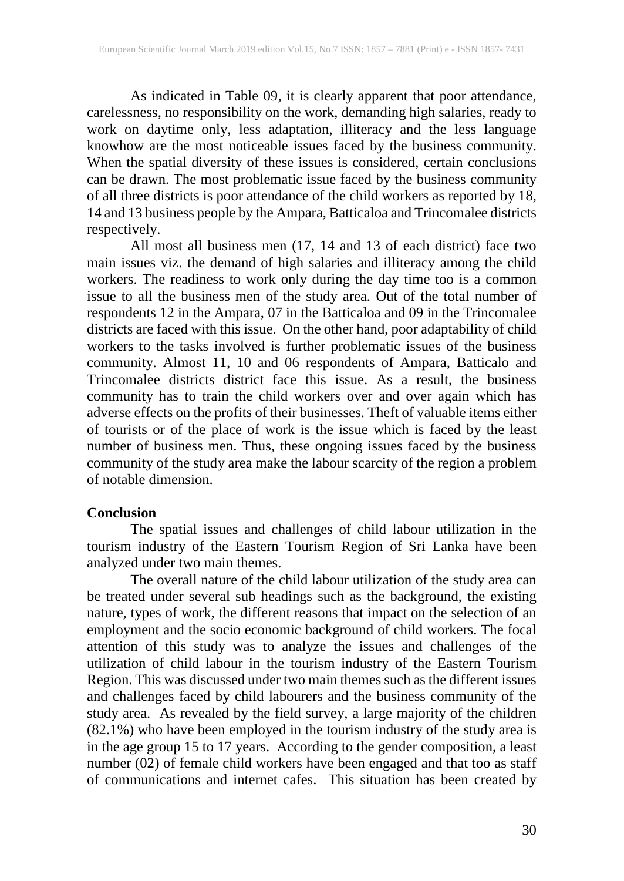As indicated in Table 09, it is clearly apparent that poor attendance, carelessness, no responsibility on the work, demanding high salaries, ready to work on daytime only, less adaptation, illiteracy and the less language knowhow are the most noticeable issues faced by the business community. When the spatial diversity of these issues is considered, certain conclusions can be drawn. The most problematic issue faced by the business community of all three districts is poor attendance of the child workers as reported by 18, 14 and 13 business people by the Ampara, Batticaloa and Trincomalee districts respectively.

All most all business men (17, 14 and 13 of each district) face two main issues viz. the demand of high salaries and illiteracy among the child workers. The readiness to work only during the day time too is a common issue to all the business men of the study area. Out of the total number of respondents 12 in the Ampara, 07 in the Batticaloa and 09 in the Trincomalee districts are faced with this issue. On the other hand, poor adaptability of child workers to the tasks involved is further problematic issues of the business community. Almost 11, 10 and 06 respondents of Ampara, Batticalo and Trincomalee districts district face this issue. As a result, the business community has to train the child workers over and over again which has adverse effects on the profits of their businesses. Theft of valuable items either of tourists or of the place of work is the issue which is faced by the least number of business men. Thus, these ongoing issues faced by the business community of the study area make the labour scarcity of the region a problem of notable dimension.

## Conclusion

The spatial issues and challenges of child labour utilization in the tourism industry of the Eastern Tourism Region of Sri Lanka have been analyzed under two main themes.

The overall nature of the child labour utilization of the study area can be treated under several sub headings such as the background, the existing nature, types of work, the different reasons that impact on the selection of an employment and the socio economic background of child workers. The focal attention of this study was to analyze the issues and challenges of the utilization of child labour in the tourism industry of the Eastern Tourism Region. This was discussed under two main themes such as the different issues and challenges faced by child labourers and the business community of the study area. As revealed by the field survey, a large majority of the children (82.1%) who have been employed in the tourism industry of the study area is in the age group 15 to 17 years. According to the gender composition, a least number (02) of female child workers have been engaged and that too as staff of communications and internet cafes. This situation has been created by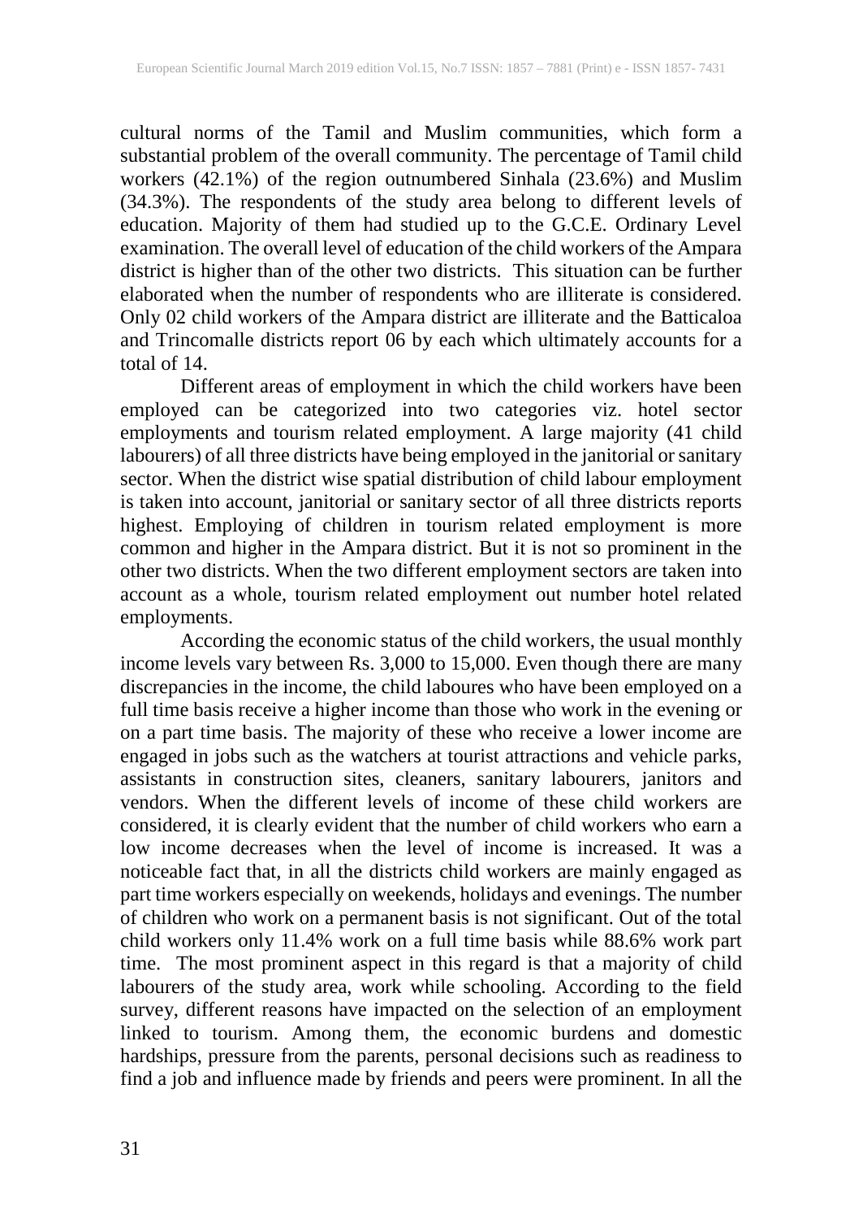cultural norms of the Tamil and Muslim communities, which form a substantial problem of the overall community. The percentage of Tamil child workers (42.1%) of the region outnumbered Sinhala (23.6%) and Muslim (34.3%). The respondents of the study area belong to different levels of education. Majority of them had studied up to the G.C.E. Ordinary Level examination. The overall level of education of the child workers of the Ampara district is higher than of the other two districts. This situation can be further elaborated when the number of respondents who are illiterate is considered. Only 02 child workers of the Ampara district are illiterate and the Batticaloa and Trincomalle districts report 06 by each which ultimately accounts for a total of 14.

Different areas of employment in which the child workers have been employed can be categorized into two categories viz. hotel sector employments and tourism related employment. A large majority (41 child labourers) of all three districts have being employed in the janitorial or sanitary sector. When the district wise spatial distribution of child labour employment is taken into account, janitorial or sanitary sector of all three districts reports highest. Employing of children in tourism related employment is more common and higher in the Ampara district. But it is not so prominent in the other two districts. When the two different employment sectors are taken into account as a whole, tourism related employment out number hotel related employments.

According the economic status of the child workers, the usual monthly income levels vary between Rs. 3,000 to 15,000. Even though there are many discrepancies in the income, the child laboures who have been employed on a full time basis receive a higher income than those who work in the evening or on a part time basis. The majority of these who receive a lower income are engaged in jobs such as the watchers at tourist attractions and vehicle parks, assistants in construction sites, cleaners, sanitary labourers, janitors and vendors. When the different levels of income of these child workers are considered, it is clearly evident that the number of child workers who earn a low income decreases when the level of income is increased. It was a noticeable fact that, in all the districts child workers are mainly engaged as part time workers especially on weekends, holidays and evenings. The number of children who work on a permanent basis is not significant. Out of the total child workers only 11.4% work on a full time basis while 88.6% work part time. The most prominent aspect in this regard is that a majority of child labourers of the study area, work while schooling. According to the field survey, different reasons have impacted on the selection of an employment linked to tourism. Among them, the economic burdens and domestic hardships, pressure from the parents, personal decisions such as readiness to find a job and influence made by friends and peers were prominent. In all the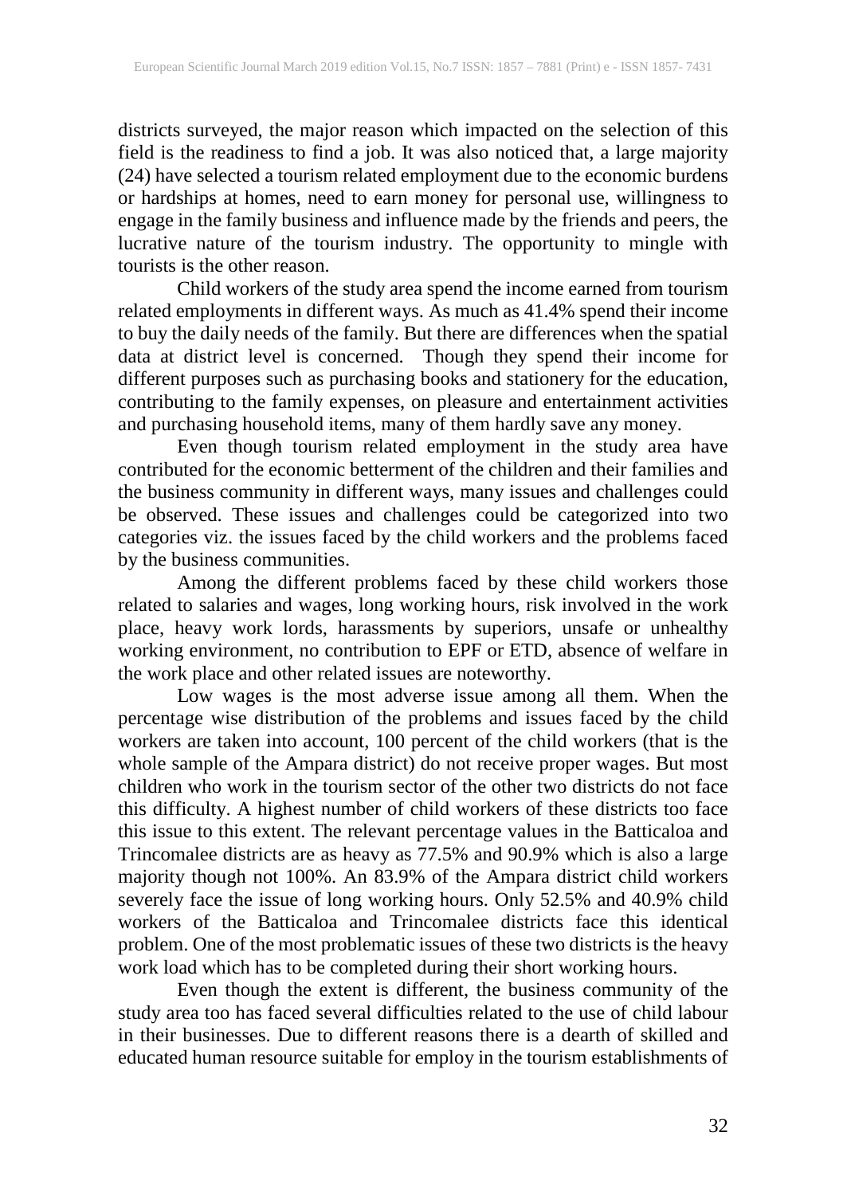districts surveyed, the major reason which impacted on the selection of this field is the readiness to find a job. It was also noticed that, a large majority (24) have selected a tourism related employment due to the economic burdens or hardships at homes, need to earn money for personal use, willingness to engage in the family business and influence made by the friends and peers, the lucrative nature of the tourism industry. The opportunity to mingle with tourists is the other reason.

Child workers of the study area spend the income earned from tourism related employments in different ways. As much as 41.4% spend their income to buy the daily needs of the family. But there are differences when the spatial data at district level is concerned. Though they spend their income for different purposes such as purchasing books and stationery for the education, contributing to the family expenses, on pleasure and entertainment activities and purchasing household items, many of them hardly save any money.

Even though tourism related employment in the study area have contributed for the economic betterment of the children and their families and the business community in different ways, many issues and challenges could be observed. These issues and challenges could be categorized into two categories viz. the issues faced by the child workers and the problems faced by the business communities.

Among the different problems faced by these child workers those related to salaries and wages, long working hours, risk involved in the work place, heavy work lords, harassments by superiors, unsafe or unhealthy working environment, no contribution to EPF or ETD, absence of welfare in the work place and other related issues are noteworthy.

Low wages is the most adverse issue among all them. When the percentage wise distribution of the problems and issues faced by the child workers are taken into account, 100 percent of the child workers (that is the whole sample of the Ampara district) do not receive proper wages. But most children who work in the tourism sector of the other two districts do not face this difficulty. A highest number of child workers of these districts too face this issue to this extent. The relevant percentage values in the Batticaloa and Trincomalee districts are as heavy as 77.5% and 90.9% which is also a large majority though not 100%. An 83.9% of the Ampara district child workers severely face the issue of long working hours. Only 52.5% and 40.9% child workers of the Batticaloa and Trincomalee districts face this identical problem. One of the most problematic issues of these two districts is the heavy work load which has to be completed during their short working hours.

Even though the extent is different, the business community of the study area too has faced several difficulties related to the use of child labour in their businesses. Due to different reasons there is a dearth of skilled and educated human resource suitable for employ in the tourism establishments of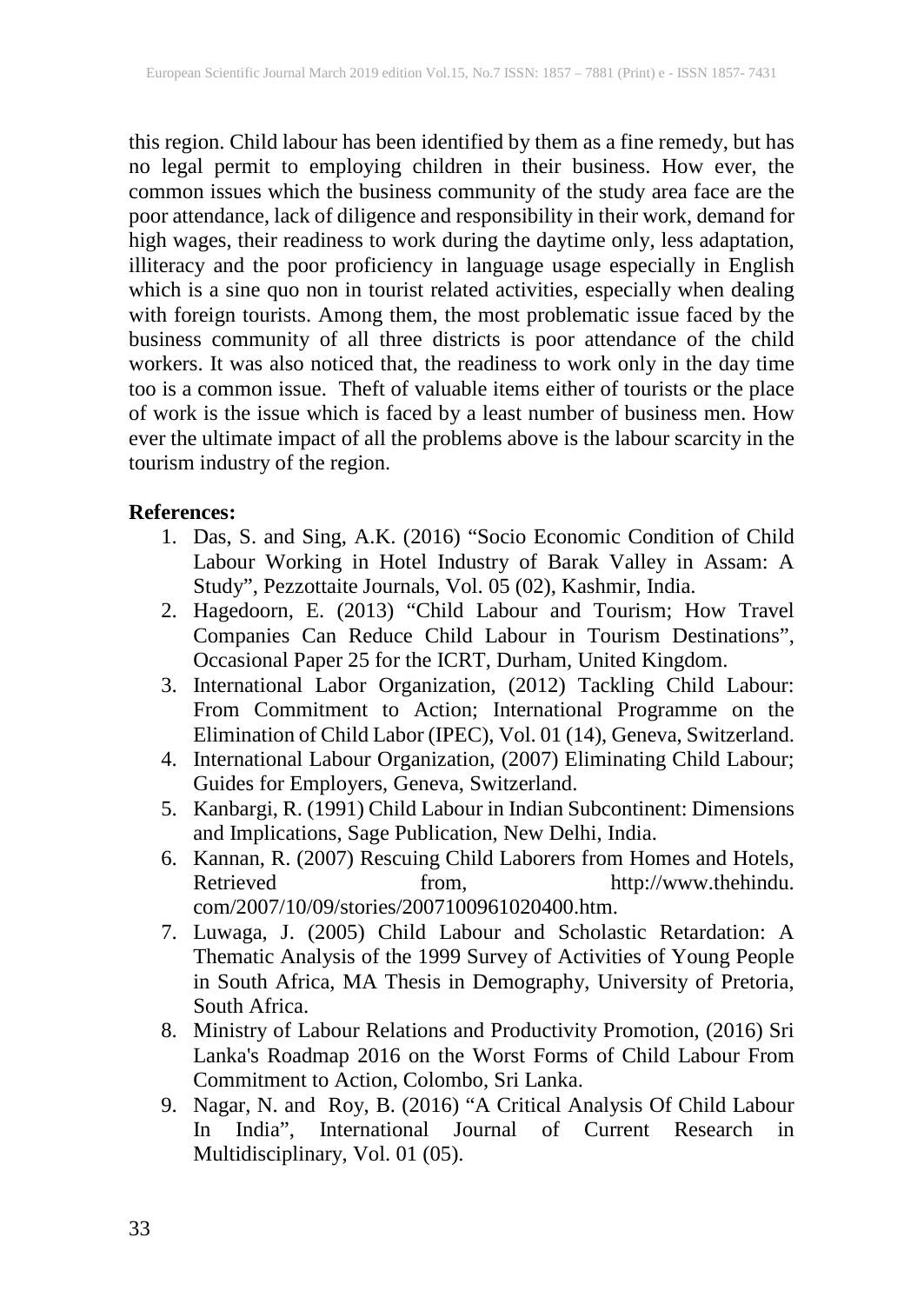this region. Child labour has been identified by them as a fine remedy, but has no legal permit to employing children in their business. How ever, the common issues which the business community of the study area face are the poor attendance, lack of diligence and responsibility in their work, demand for high wages, their readiness to work during the daytime only, less adaptation, illiteracy and the poor proficiency in language usage especially in English which is a sine quo non in tourist related activities, especially when dealing with foreign tourists. Among them, the most problematic issue faced by the business community of all three districts is poor attendance of the child workers. It was also noticed that, the readiness to work only in the day time too is a common issue. Theft of valuable items either of tourists or the place of work is the issue which is faced by a least number of business men. How ever the ultimate impact of all the problems above is the labour scarcity in the tourism industry of the region.

**References:**

1. Das, S. and Sing, A.K. (2016) "Socio Economic Condition of Child Labour Working in Hotel Industry of Barak Valley in Assam: A Study", Pezzottaite Journals, Vol. 05 (02), Kashmir, India.
2. Hagedoorn, E. (2013) "Child Labour and Tourism; How Travel Companies Can Reduce Child Labour in Tourism Destinations", Occasional Paper 25 for the ICRT, Durham, United Kingdom.
3. International Labor Organization, (2012) Tackling Child Labour: From Commitment to Action; International Programme on the Elimination of Child Labor (IPEC), Vol. 01 (14), Geneva, Switzerland.
4. International Labour Organization, (2007) Eliminating Child Labour; Guides for Employers, Geneva, Switzerland.
5. Kanbargi, R. (1991) Child Labour in Indian Subcontinent: Dimensions and Implications, Sage Publication, New Delhi, India.
6. Kannan, R. (2007) Rescuing Child Laborers from Homes and Hotels, Retrieved from, http://www.thehindu.com/2007/10/09/stories/2007100961020400.htm.
7. Luwaga, J. (2005) Child Labour and Scholastic Retardation: A Thematic Analysis of the 1999 Survey of Activities of Young People in South Africa, MA Thesis in Demography, University of Pretoria, South Africa.
8. Ministry of Labour Relations and Productivity Promotion, (2016) Sri Lanka's Roadmap 2016 on the Worst Forms of Child Labour From Commitment to Action, Colombo, Sri Lanka.
9. Nagar, N. and Roy, B. (2016) "A Critical Analysis Of Child Labour In India", International Journal of Current Research in Multidisciplinary, Vol. 01 (05).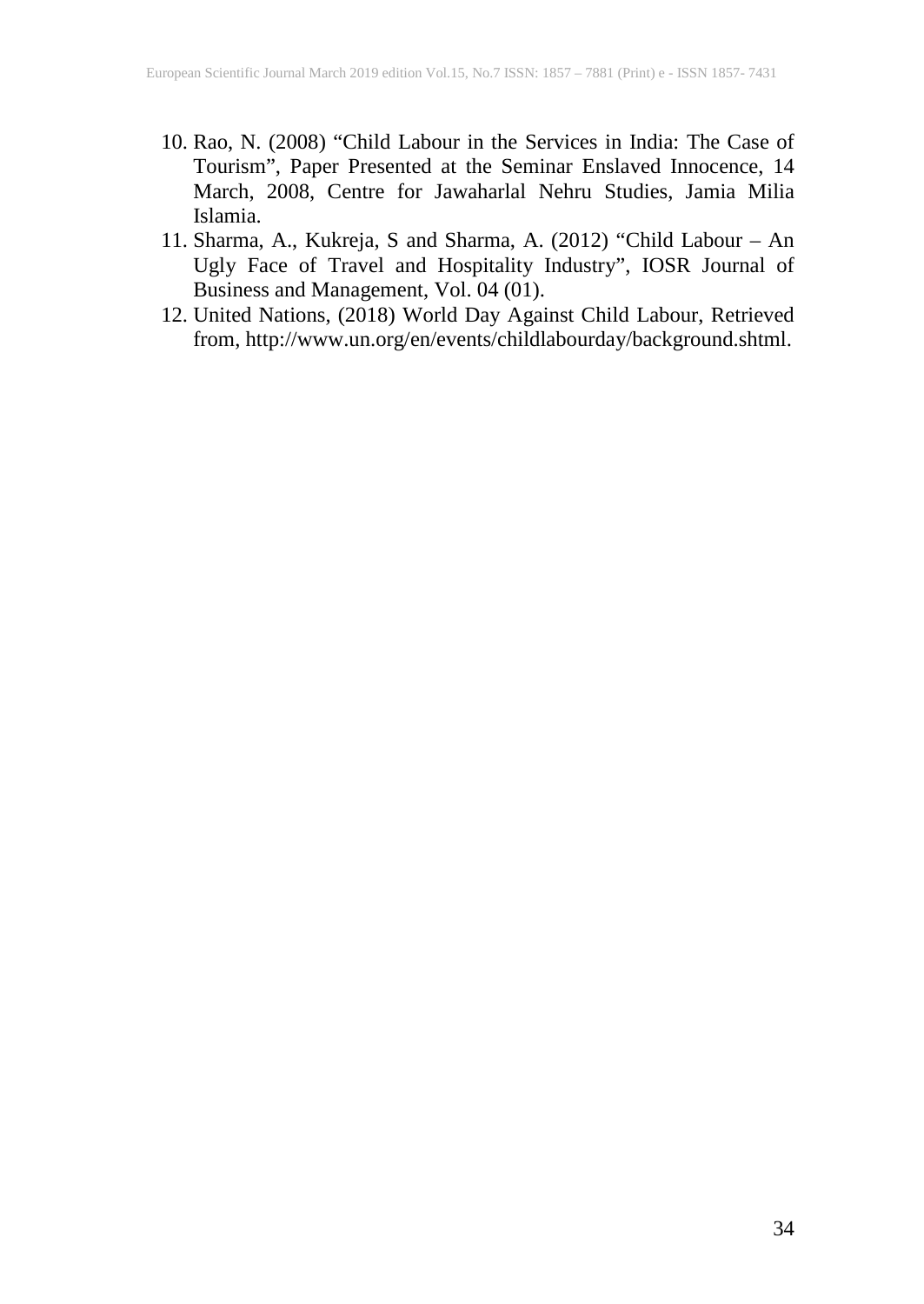10. Rao, N. (2008) “Child Labour in the Services in India: The Case of Tourism”, Paper Presented at the Seminar Enslaved Innocence, 14 March, 2008, Centre for Jawaharlal Nehru Studies, Jamia Milia Islamia.
11. Sharma, A., Kukreja, S and Sharma, A. (2012) “Child Labour – An Ugly Face of Travel and Hospitality Industry”, IOSR Journal of Business and Management, Vol. 04 (01).
12. United Nations, (2018) World Day Against Child Labour, Retrieved from, http://www.un.org/en/events/childlabourday/background.shtml.